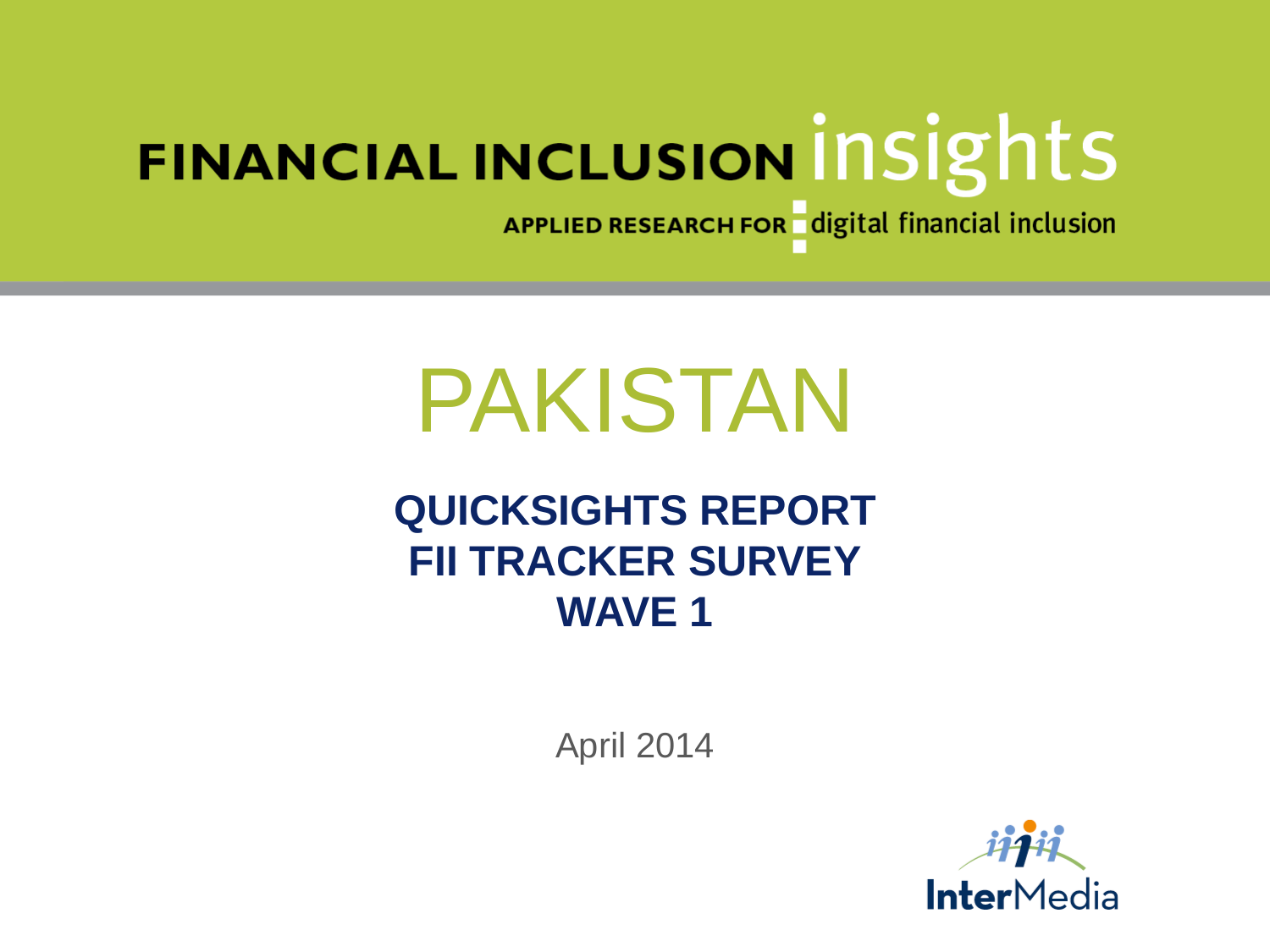FINANCIAL INCLUSION insights

APPLIED RESEARCH FOR digital financial inclusion

# PAKISTAN

## QUICKSIGHTS REPORT
## FII TRACKER SURVEY
## WAVE 1

April 2014

InterMedia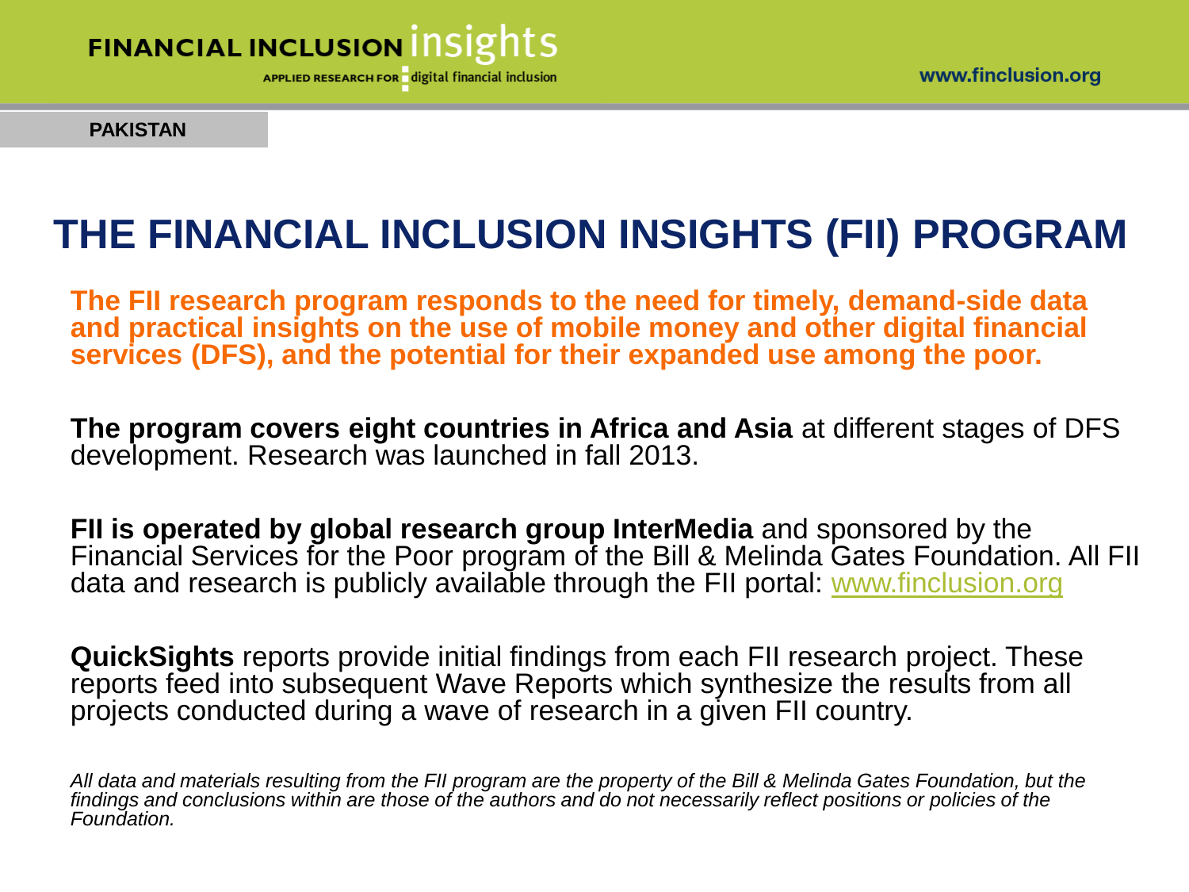PAKISTAN

# THE FINANCIAL INCLUSION INSIGHTS (FII) PROGRAM

**The FII research program responds to the need for timely, demand-side data and practical insights on the use of mobile money and other digital financial services (DFS), and the potential for their expanded use among the poor.**

**The program covers eight countries in Africa and Asia** at different stages of DFS development. Research was launched in fall 2013.

**FII is operated by global research group InterMedia** and sponsored by the Financial Services for the Poor program of the Bill & Melinda Gates Foundation. All FII data and research is publicly available through the FII portal: www.finclusion.org

**QuickSights** reports provide initial findings from each FII research project. These reports feed into subsequent Wave Reports which synthesize the results from all projects conducted during a wave of research in a given FII country.

*All data and materials resulting from the FII program are the property of the Bill & Melinda Gates Foundation, but the findings and conclusions within are those of the authors and do not necessarily reflect positions or policies of the Foundation.*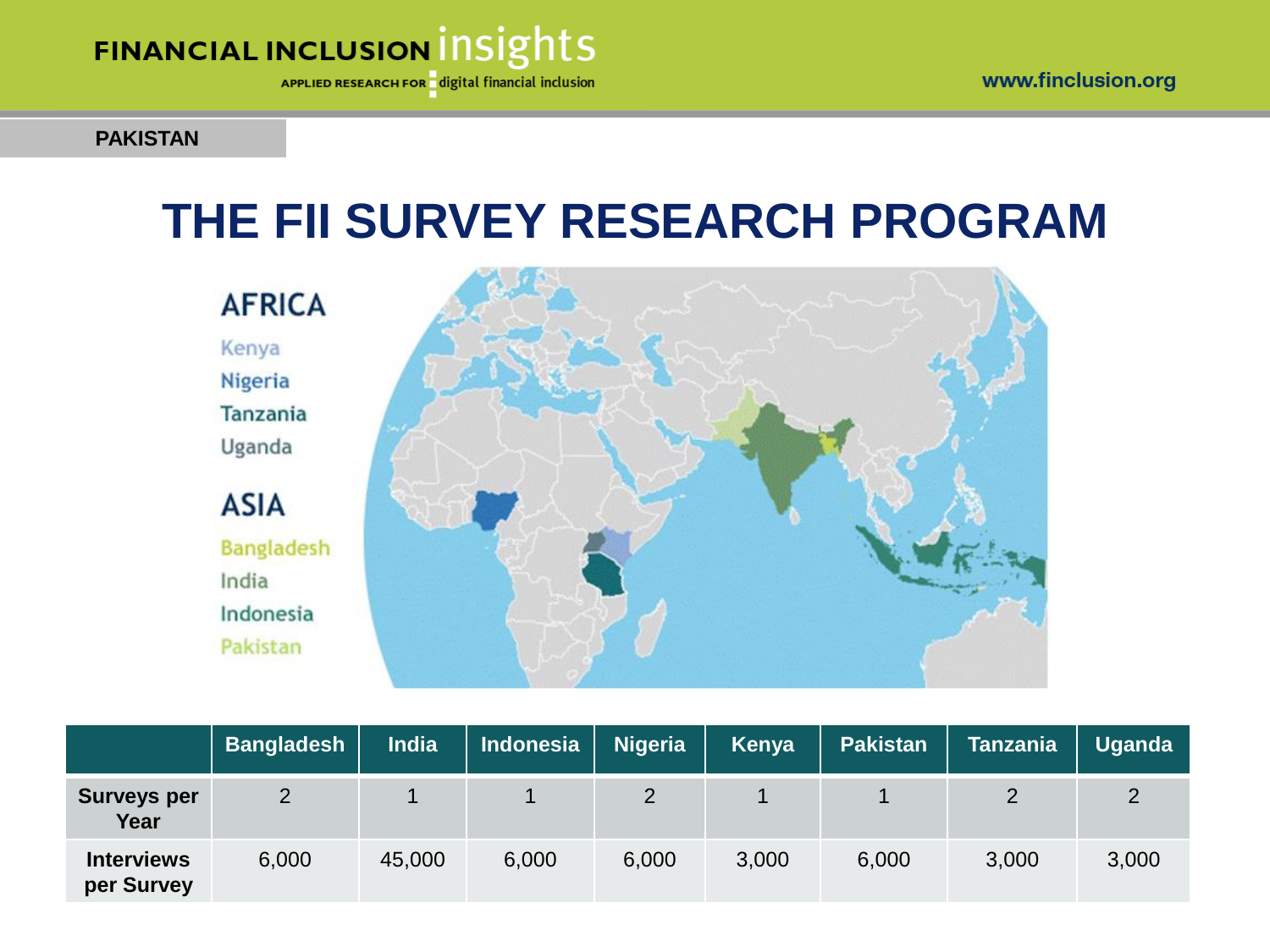PAKISTAN

# THE FII SURVEY RESEARCH PROGRAM

**AFRICA**

Kenya
Nigeria
Tanzania
Uganda

**ASIA**

Bangladesh
India
Indonesia
Pakistan

| | Bangladesh | India | Indonesia | Nigeria | Kenya | Pakistan | Tanzania | Uganda |
|---|---|---|---|---|---|---|---|---|
| **Surveys per Year** | 2 | 1 | 1 | 2 | 1 | 1 | 2 | 2 |
| **Interviews per Survey** | 6,000 | 45,000 | 6,000 | 6,000 | 3,000 | 6,000 | 3,000 | 3,000 |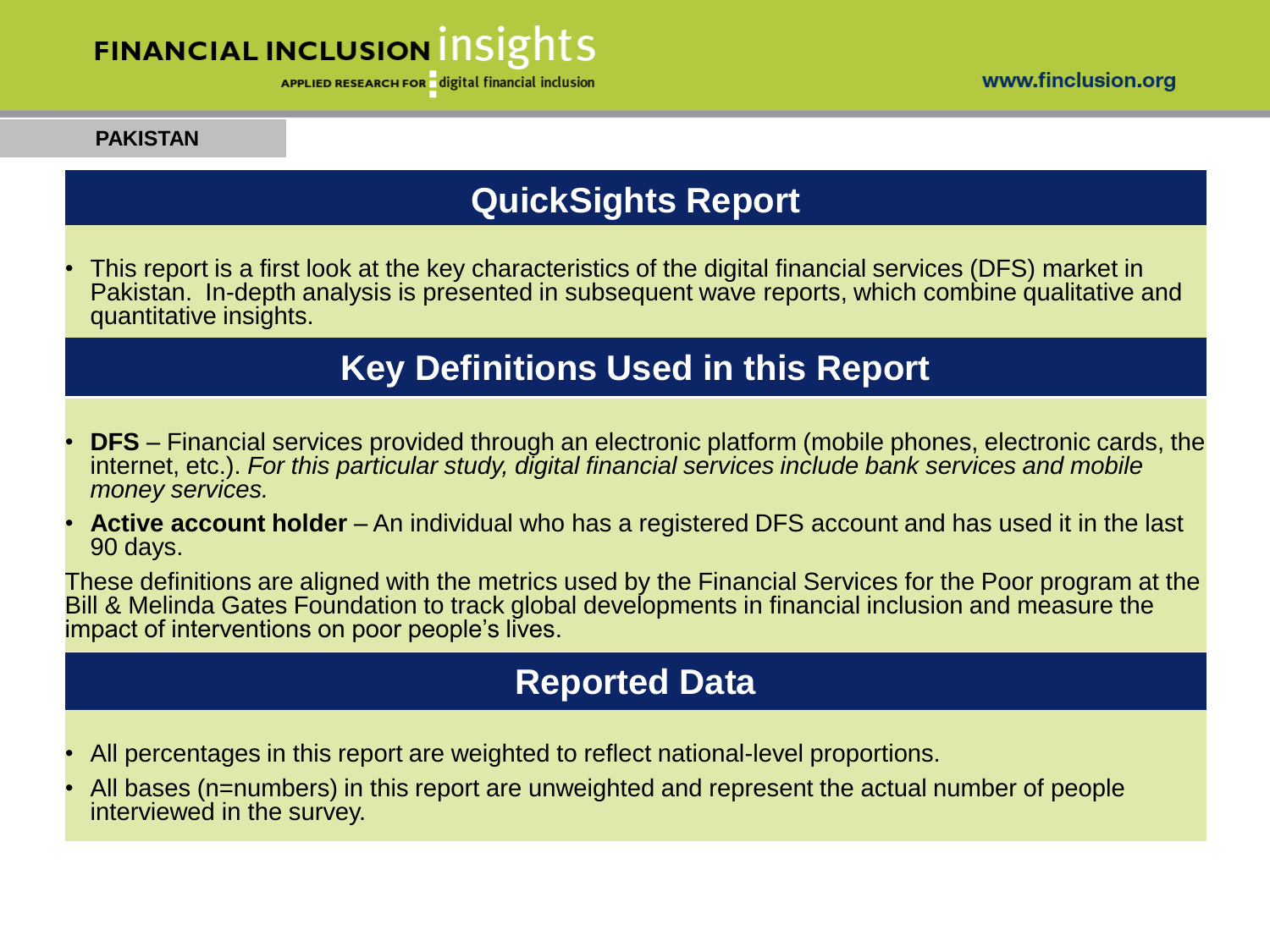PAKISTAN

## QuickSights Report

- This report is a first look at the key characteristics of the digital financial services (DFS) market in Pakistan. In-depth analysis is presented in subsequent wave reports, which combine qualitative and quantitative insights.

## Key Definitions Used in this Report

- **DFS** – Financial services provided through an electronic platform (mobile phones, electronic cards, the internet, etc.). *For this particular study, digital financial services include bank services and mobile money services.*
- **Active account holder** – An individual who has a registered DFS account and has used it in the last 90 days.

These definitions are aligned with the metrics used by the Financial Services for the Poor program at the Bill & Melinda Gates Foundation to track global developments in financial inclusion and measure the impact of interventions on poor people's lives.

## Reported Data

- All percentages in this report are weighted to reflect national-level proportions.
- All bases (n=numbers) in this report are unweighted and represent the actual number of people interviewed in the survey.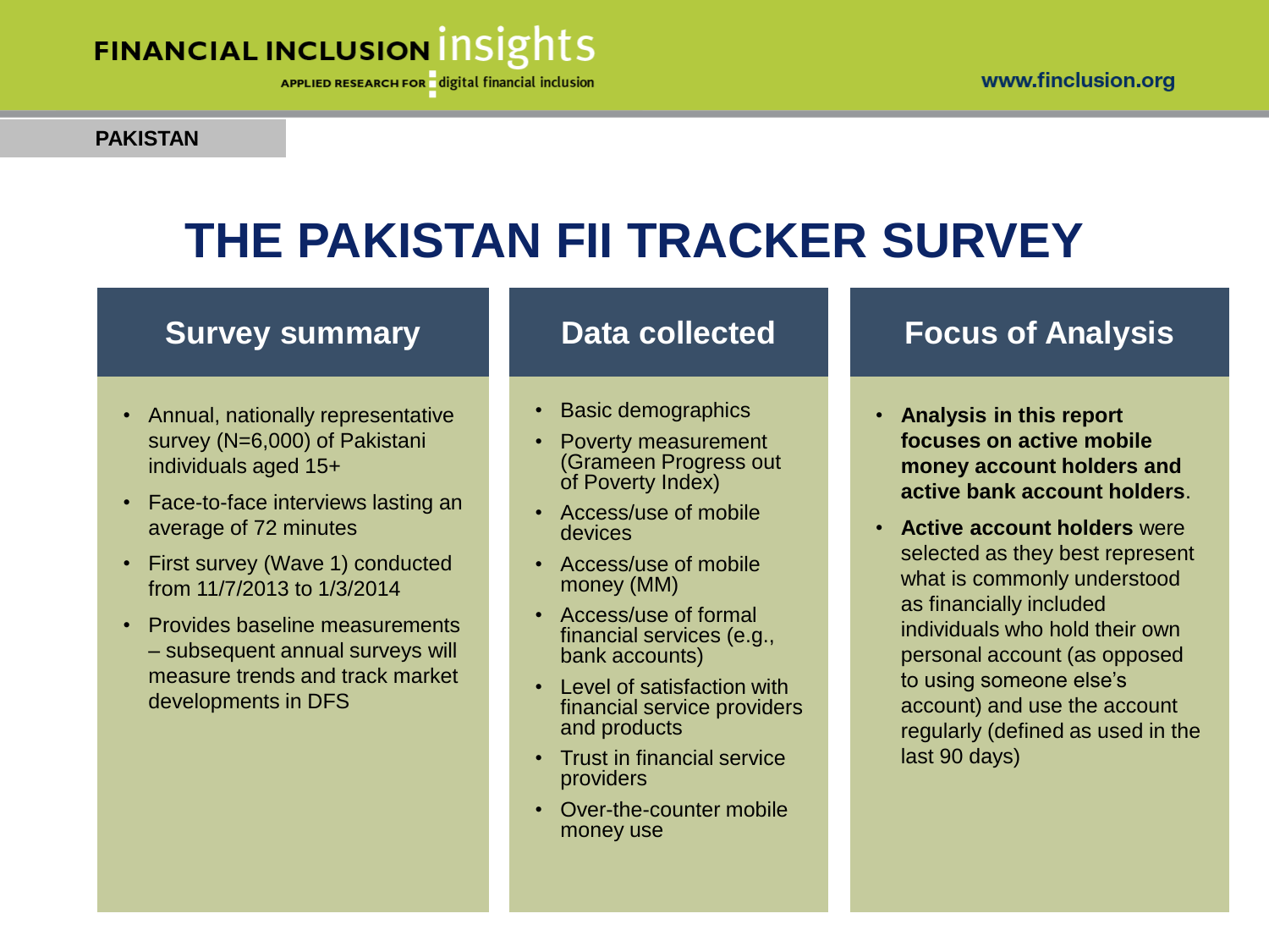PAKISTAN

# THE PAKISTAN FII TRACKER SURVEY

## Survey summary

- Annual, nationally representative survey (N=6,000) of Pakistani individuals aged 15+
- Face-to-face interviews lasting an average of 72 minutes
- First survey (Wave 1) conducted from 11/7/2013 to 1/3/2014
- Provides baseline measurements – subsequent annual surveys will measure trends and track market developments in DFS

## Data collected

- Basic demographics
- Poverty measurement (Grameen Progress out of Poverty Index)
- Access/use of mobile devices
- Access/use of mobile money (MM)
- Access/use of formal financial services (e.g., bank accounts)
- Level of satisfaction with financial service providers and products
- Trust in financial service providers
- Over-the-counter mobile money use

## Focus of Analysis

- **Analysis in this report focuses on active mobile money account holders and active bank account holders**.
- **Active account holders** were selected as they best represent what is commonly understood as financially included individuals who hold their own personal account (as opposed to using someone else's account) and use the account regularly (defined as used in the last 90 days)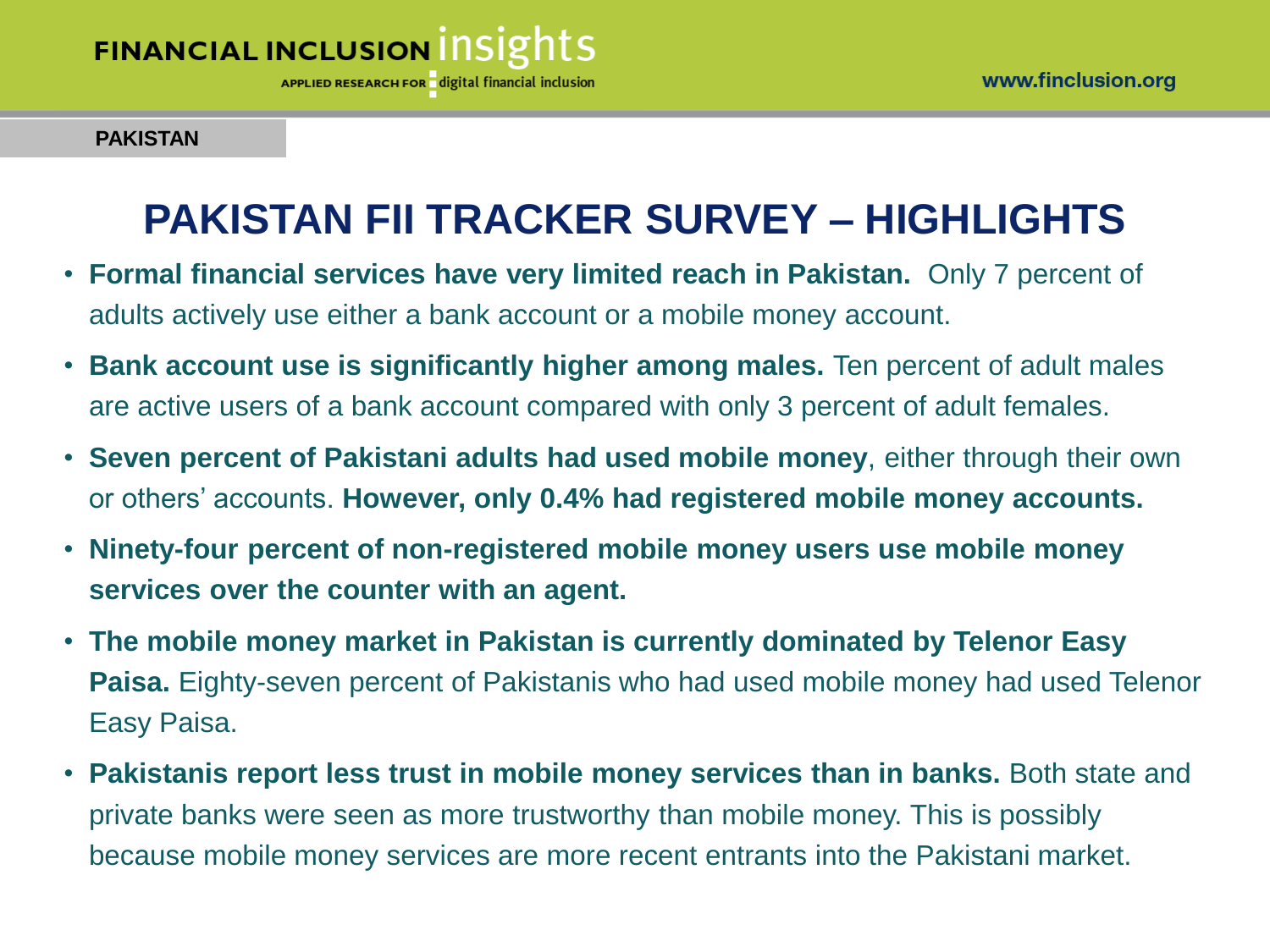PAKISTAN

# PAKISTAN FII TRACKER SURVEY – HIGHLIGHTS

- **Formal financial services have very limited reach in Pakistan.** Only 7 percent of adults actively use either a bank account or a mobile money account.
- **Bank account use is significantly higher among males.** Ten percent of adult males are active users of a bank account compared with only 3 percent of adult females.
- **Seven percent of Pakistani adults had used mobile money**, either through their own or others' accounts. **However, only 0.4% had registered mobile money accounts.**
- **Ninety-four percent of non-registered mobile money users use mobile money services over the counter with an agent.**
- **The mobile money market in Pakistan is currently dominated by Telenor Easy Paisa.** Eighty-seven percent of Pakistanis who had used mobile money had used Telenor Easy Paisa.
- **Pakistanis report less trust in mobile money services than in banks.** Both state and private banks were seen as more trustworthy than mobile money. This is possibly because mobile money services are more recent entrants into the Pakistani market.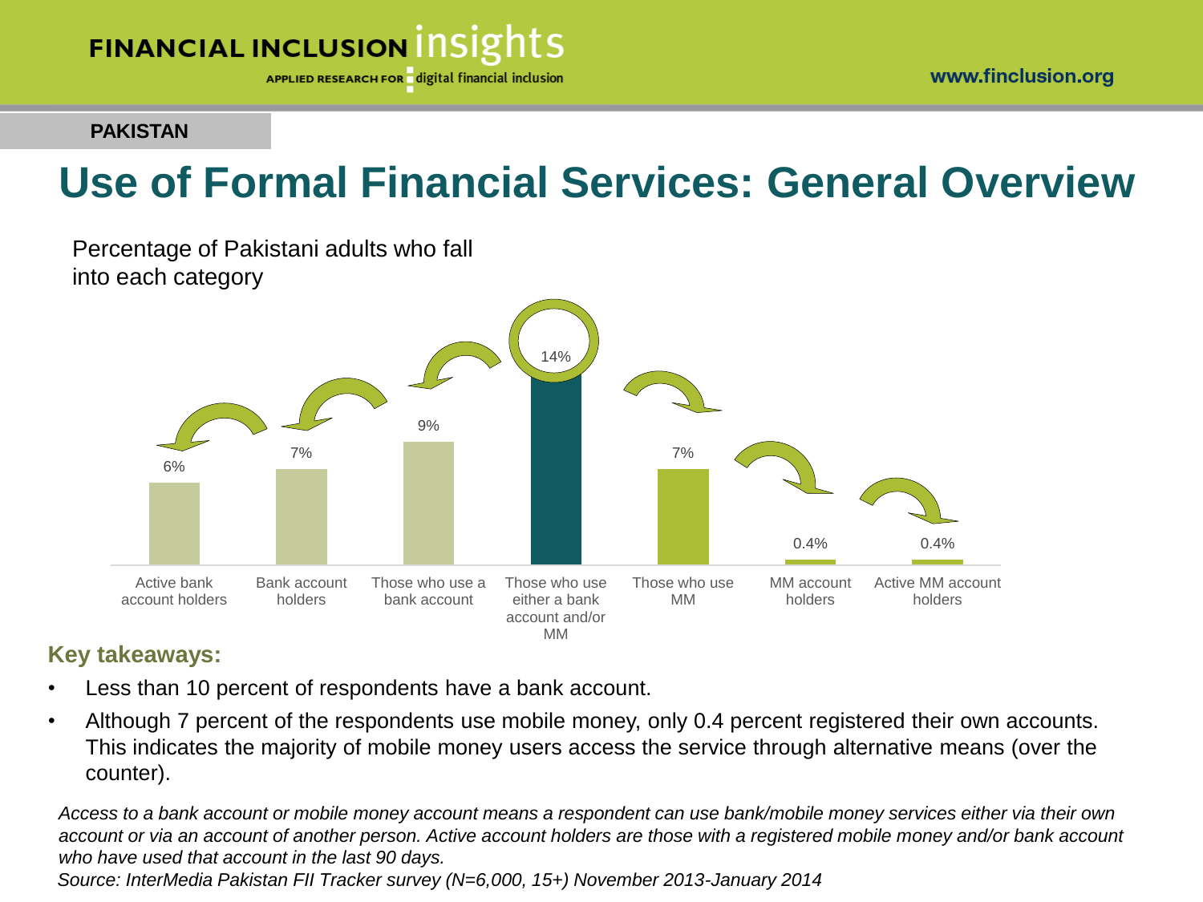PAKISTAN

# Use of Formal Financial Services: General Overview

Percentage of Pakistani adults who fall into each category

| Category | Percentage |
|---|---|
| Active bank account holders | 6% |
| Bank account holders | 7% |
| Those who use a bank account | 9% |
| Those who use either a bank account and/or MM | 14% |
| Those who use MM | 7% |
| MM account holders | 0.4% |
| Active MM account holders | 0.4% |

**Key takeaways:**

- Less than 10 percent of respondents have a bank account.
- Although 7 percent of the respondents use mobile money, only 0.4 percent registered their own accounts. This indicates the majority of mobile money users access the service through alternative means (over the counter).

*Access to a bank account or mobile money account means a respondent can use bank/mobile money services either via their own account or via an account of another person. Active account holders are those with a registered mobile money and/or bank account who have used that account in the last 90 days.*

*Source: InterMedia Pakistan FII Tracker survey (N=6,000, 15+) November 2013-January 2014*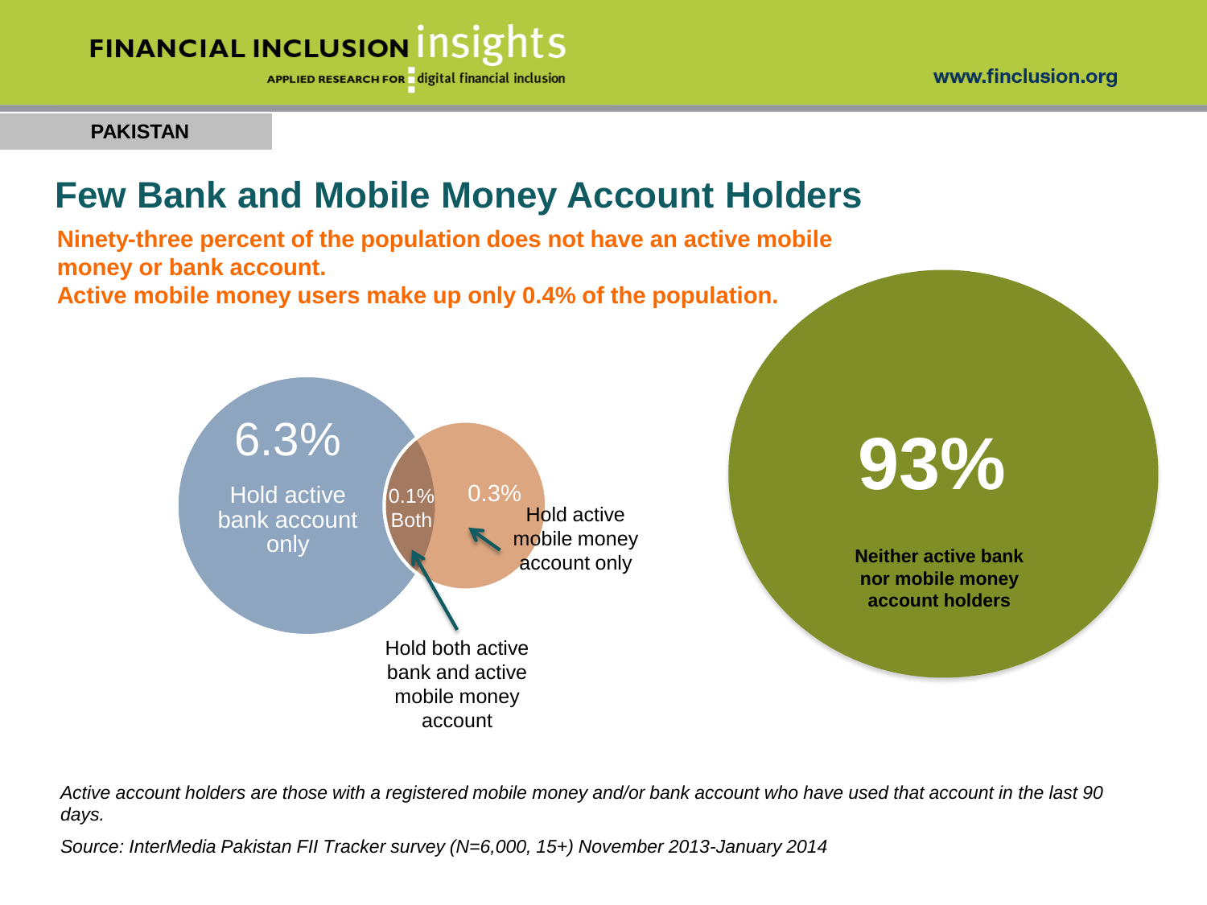PAKISTAN

# Few Bank and Mobile Money Account Holders

**Ninety-three percent of the population does not have an active mobile money or bank account.**
**Active mobile money users make up only 0.4% of the population.**

6.3%
Hold active bank account only

0.1%
Both

0.3%
Hold active mobile money account only

Hold both active bank and active mobile money account

93%
**Neither active bank nor mobile money account holders**

*Active account holders are those with a registered mobile money and/or bank account who have used that account in the last 90 days.*

*Source: InterMedia Pakistan FII Tracker survey (N=6,000, 15+) November 2013-January 2014*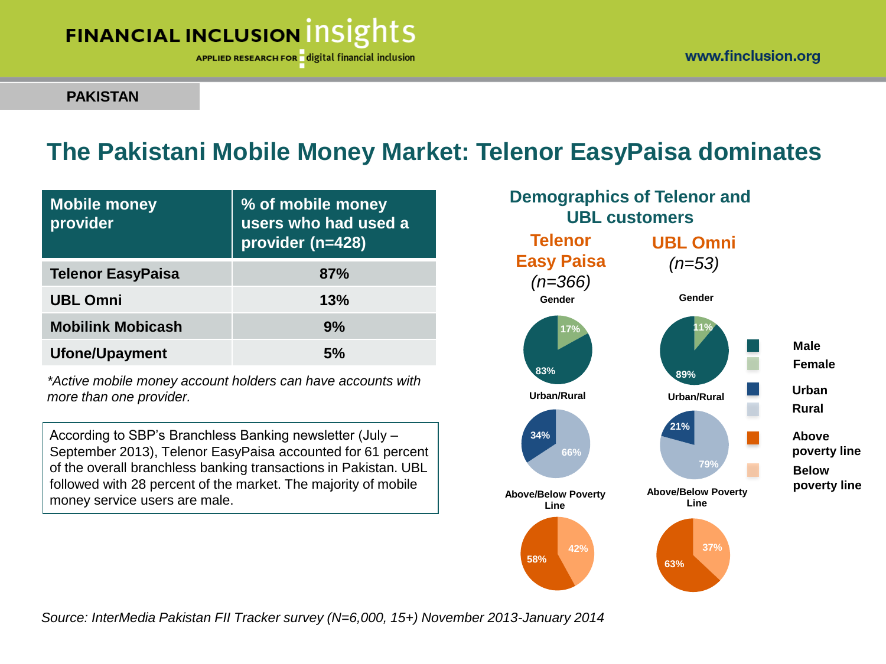PAKISTAN

# The Pakistani Mobile Money Market: Telenor EasyPaisa dominates

| Mobile money provider | % of mobile money users who had used a provider (n=428) |
|---|---|
| Telenor EasyPaisa | 87% |
| UBL Omni | 13% |
| Mobilink Mobicash | 9% |
| Ufone/Upayment | 5% |

*\*Active mobile money account holders can have accounts with more than one provider.*

According to SBP's Branchless Banking newsletter (July – September 2013), Telenor EasyPaisa accounted for 61 percent of the overall branchless banking transactions in Pakistan. UBL followed with 28 percent of the market. The majority of mobile money service users are male.

## Demographics of Telenor and UBL customers

| | Telenor Easy Paisa (n=366) | UBL Omni (n=53) |
|---|---|---|
| **Gender** | | |
| Male | 83% | 89% |
| Female | 17% | 11% |
| **Urban/Rural** | | |
| Urban | 34% | 21% |
| Rural | 66% | 79% |
| **Above/Below Poverty Line** | | |
| Above poverty line | 58% | 63% |
| Below poverty line | 42% | 37% |

*Source: InterMedia Pakistan FII Tracker survey (N=6,000, 15+) November 2013-January 2014*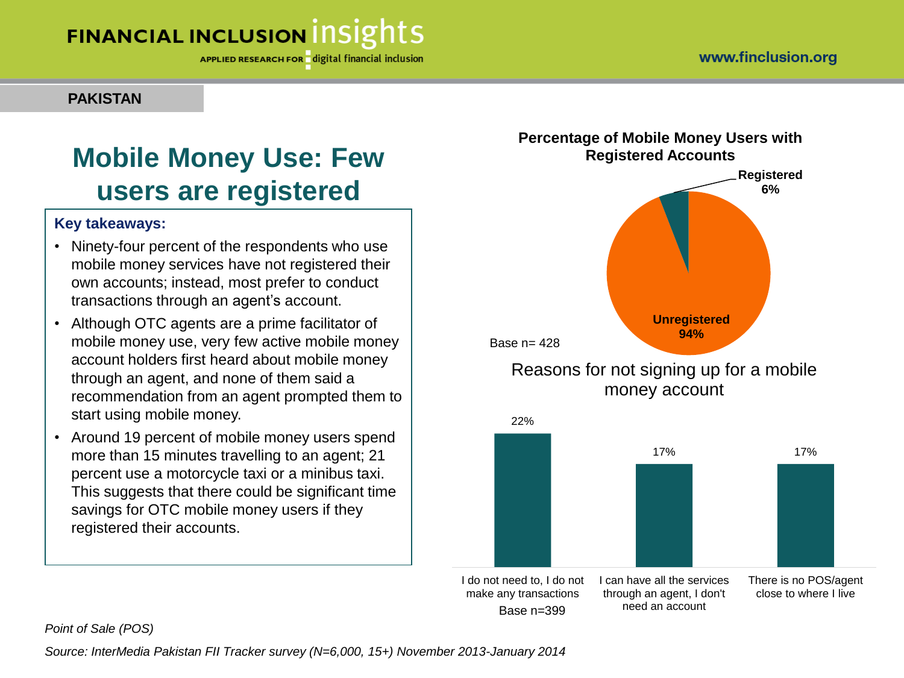PAKISTAN

# Mobile Money Use: Few users are registered

**Key takeaways:**

- Ninety-four percent of the respondents who use mobile money services have not registered their own accounts; instead, most prefer to conduct transactions through an agent's account.
- Although OTC agents are a prime facilitator of mobile money use, very few active mobile money account holders first heard about mobile money through an agent, and none of them said a recommendation from an agent prompted them to start using mobile money.
- Around 19 percent of mobile money users spend more than 15 minutes travelling to an agent; 21 percent use a motorcycle taxi or a minibus taxi. This suggests that there could be significant time savings for OTC mobile money users if they registered their accounts.

**Percentage of Mobile Money Users with Registered Accounts**

| Status | Percentage |
|---|---|
| Registered | 6% |
| Unregistered | 94% |

Base n= 428

Reasons for not signing up for a mobile money account

| Reason | Percentage |
|---|---|
| I do not need to, I do not make any transactions | 22% |
| I can have all the services through an agent, I don't need an account | 17% |
| There is no POS/agent close to where I live | 17% |

Base n=399

*Point of Sale (POS)*

*Source: InterMedia Pakistan FII Tracker survey (N=6,000, 15+) November 2013-January 2014*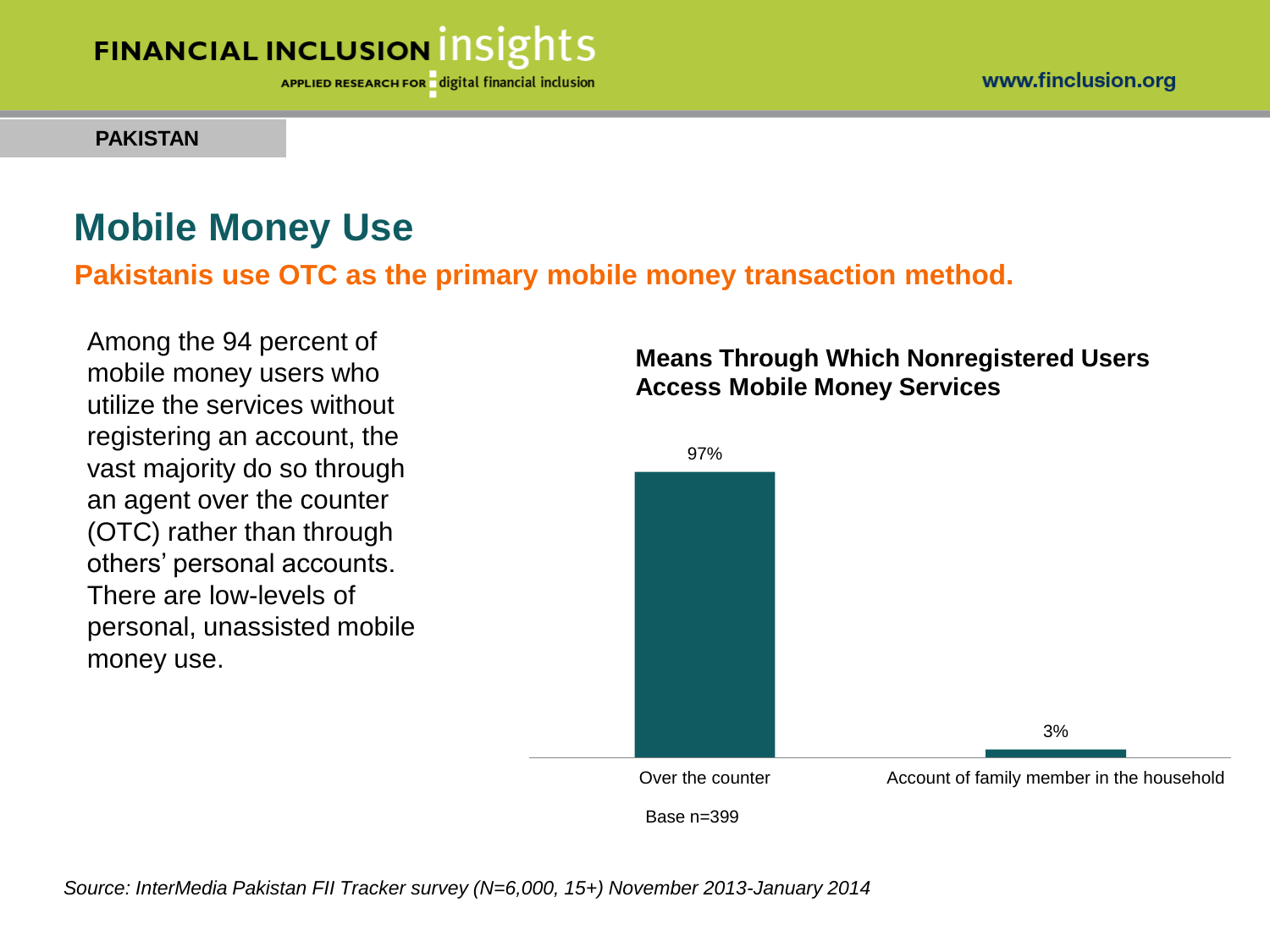PAKISTAN

# Mobile Money Use

## Pakistanis use OTC as the primary mobile money transaction method.

Among the 94 percent of mobile money users who utilize the services without registering an account, the vast majority do so through an agent over the counter (OTC) rather than through others' personal accounts. There are low-levels of personal, unassisted mobile money use.

**Means Through Which Nonregistered Users Access Mobile Money Services**

| Means | Percent |
| --- | --- |
| Over the counter | 97% |
| Account of family member in the household | 3% |

Base n=399

*Source: InterMedia Pakistan FII Tracker survey (N=6,000, 15+) November 2013-January 2014*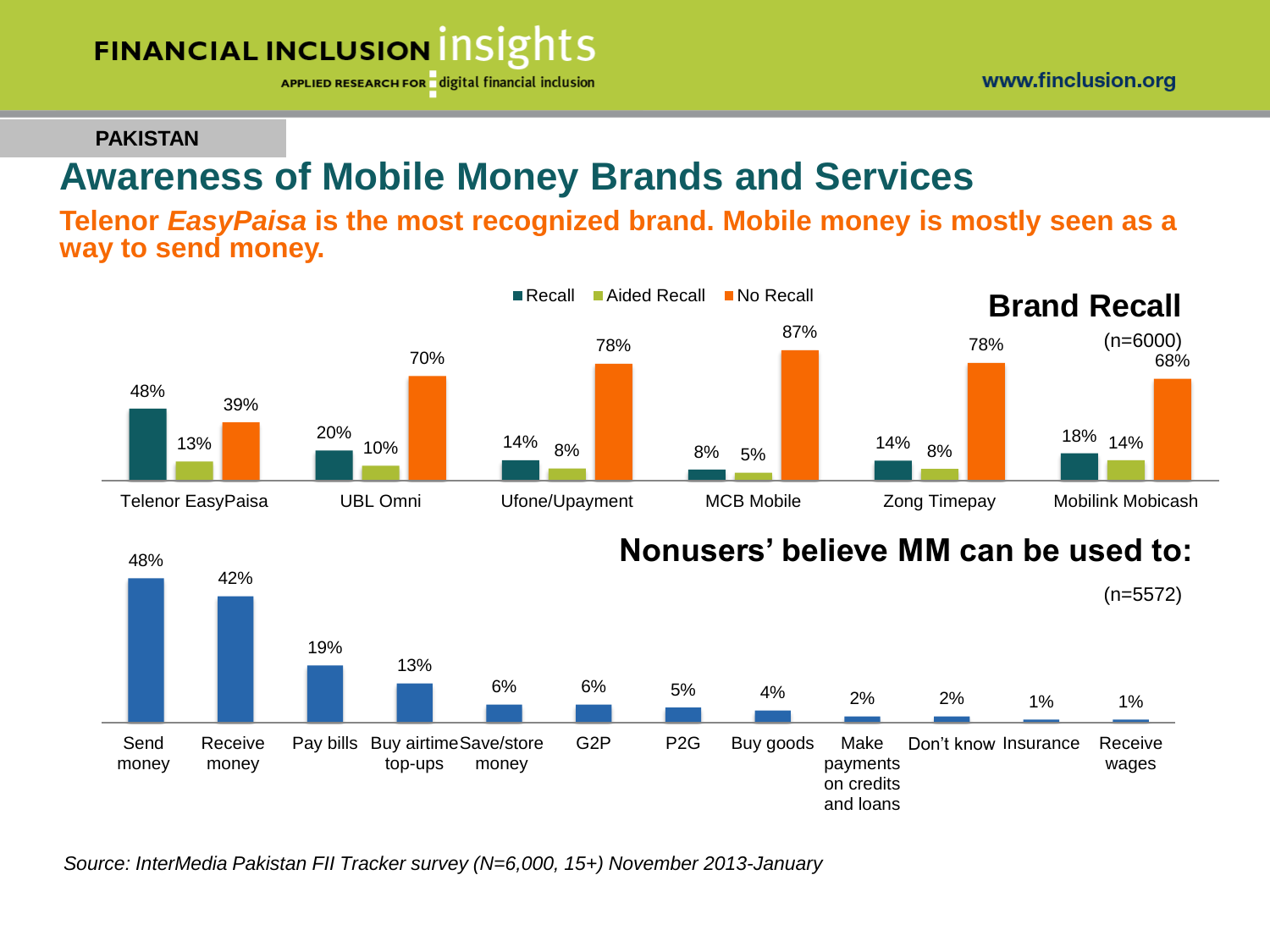PAKISTAN

# Awareness of Mobile Money Brands and Services

**Telenor *EasyPaisa* is the most recognized brand. Mobile money is mostly seen as a way to send money.**

## Brand Recall

(n=6000)

| Brand | Recall | Aided Recall | No Recall |
|---|---|---|---|
| Telenor EasyPaisa | 48% | 13% | 39% |
| UBL Omni | 20% | 10% | 70% |
| Ufone/Upayment | 14% | 8% | 78% |
| MCB Mobile | 8% | 5% | 87% |
| Zong Timepay | 14% | 8% | 78% |
| Mobilink Mobicash | 18% | 14% | 68% |

## Nonusers' believe MM can be used to:

(n=5572)

| Use | % |
|---|---|
| Send money | 48% |
| Receive money | 42% |
| Pay bills | 19% |
| Buy airtime top-ups | 13% |
| Save/store money | 6% |
| G2P | 6% |
| P2G | 5% |
| Buy goods | 4% |
| Make payments on credits and loans | 2% |
| Don't know | 2% |
| Insurance | 1% |
| Receive wages | 1% |

*Source: InterMedia Pakistan FII Tracker survey (N=6,000, 15+) November 2013-January*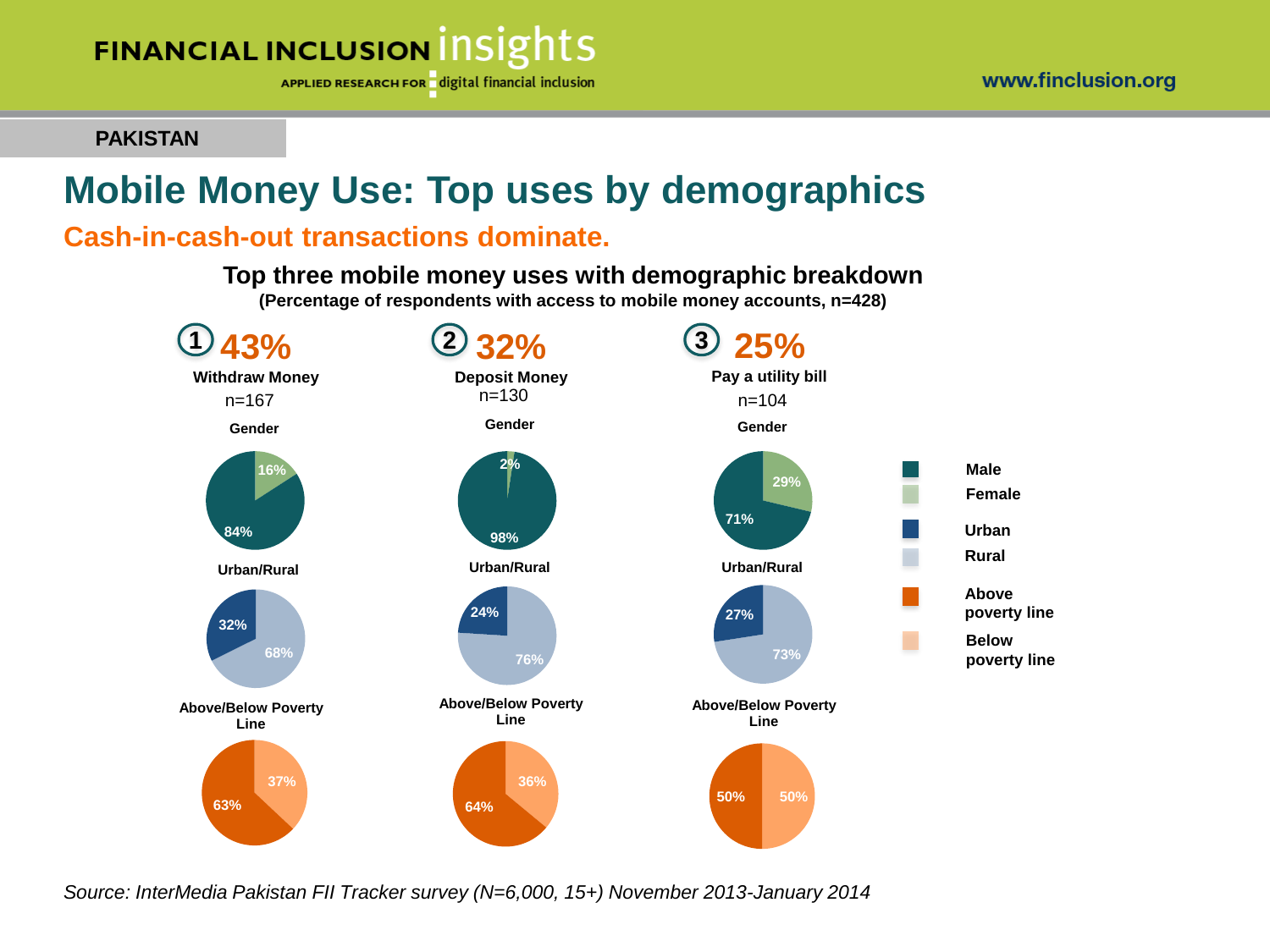PAKISTAN

# Mobile Money Use: Top uses by demographics

## Cash-in-cash-out transactions dominate.

**Top three mobile money uses with demographic breakdown**
**(Percentage of respondents with access to mobile money accounts, n=428)**

| | 1 43% Withdraw Money (n=167) | 2 32% Deposit Money (n=130) | 3 25% Pay a utility bill (n=104) |
|---|---|---|---|
| **Gender** | | | |
| Male | 84% | 98% | 71% |
| Female | 16% | 2% | 29% |
| **Urban/Rural** | | | |
| Urban | 32% | 24% | 27% |
| Rural | 68% | 76% | 73% |
| **Above/Below Poverty Line** | | | |
| Above poverty line | 63% | 64% | 50% |
| Below poverty line | 37% | 36% | 50% |

*Source: InterMedia Pakistan FII Tracker survey (N=6,000, 15+) November 2013-January 2014*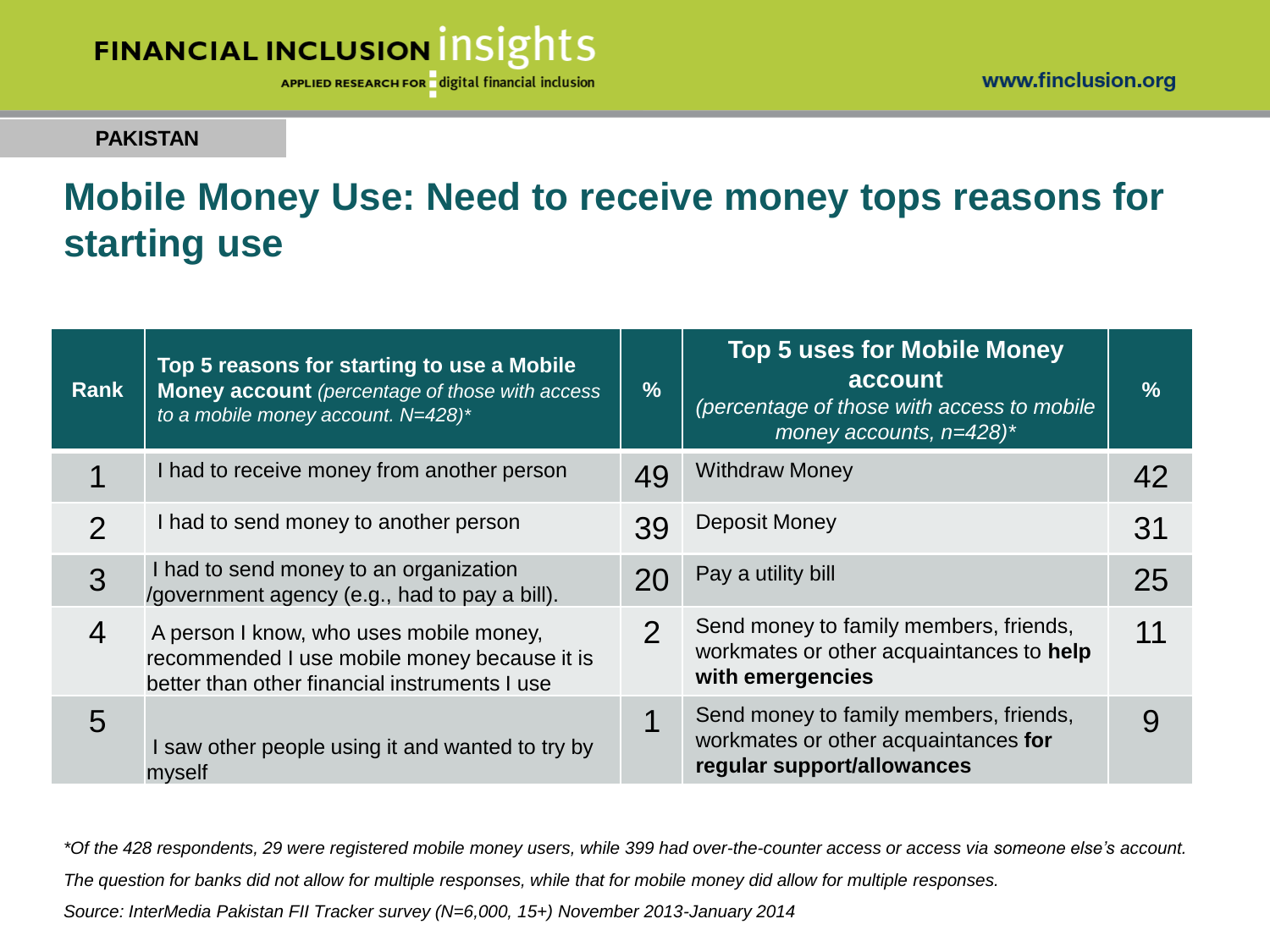PAKISTAN

# Mobile Money Use: Need to receive money tops reasons for starting use

| Rank | **Top 5 reasons for starting to use a Mobile Money account** *(percentage of those with access to a mobile money account. N=428)** | % | **Top 5 uses for Mobile Money account** *(percentage of those with access to mobile money accounts, n=428)** | % |
|---|---|---|---|---|
| 1 | I had to receive money from another person | 49 | Withdraw Money | 42 |
| 2 | I had to send money to another person | 39 | Deposit Money | 31 |
| 3 | I had to send money to an organization /government agency (e.g., had to pay a bill). | 20 | Pay a utility bill | 25 |
| 4 | A person I know, who uses mobile money, recommended I use mobile money because it is better than other financial instruments I use | 2 | Send money to family members, friends, workmates or other acquaintances to **help with emergencies** | 11 |
| 5 | I saw other people using it and wanted to try by myself | 1 | Send money to family members, friends, workmates or other acquaintances **for regular support/allowances** | 9 |

*\*Of the 428 respondents, 29 were registered mobile money users, while 399 had over-the-counter access or access via someone else's account.*

*The question for banks did not allow for multiple responses, while that for mobile money did allow for multiple responses.*

*Source: InterMedia Pakistan FII Tracker survey (N=6,000, 15+) November 2013-January 2014*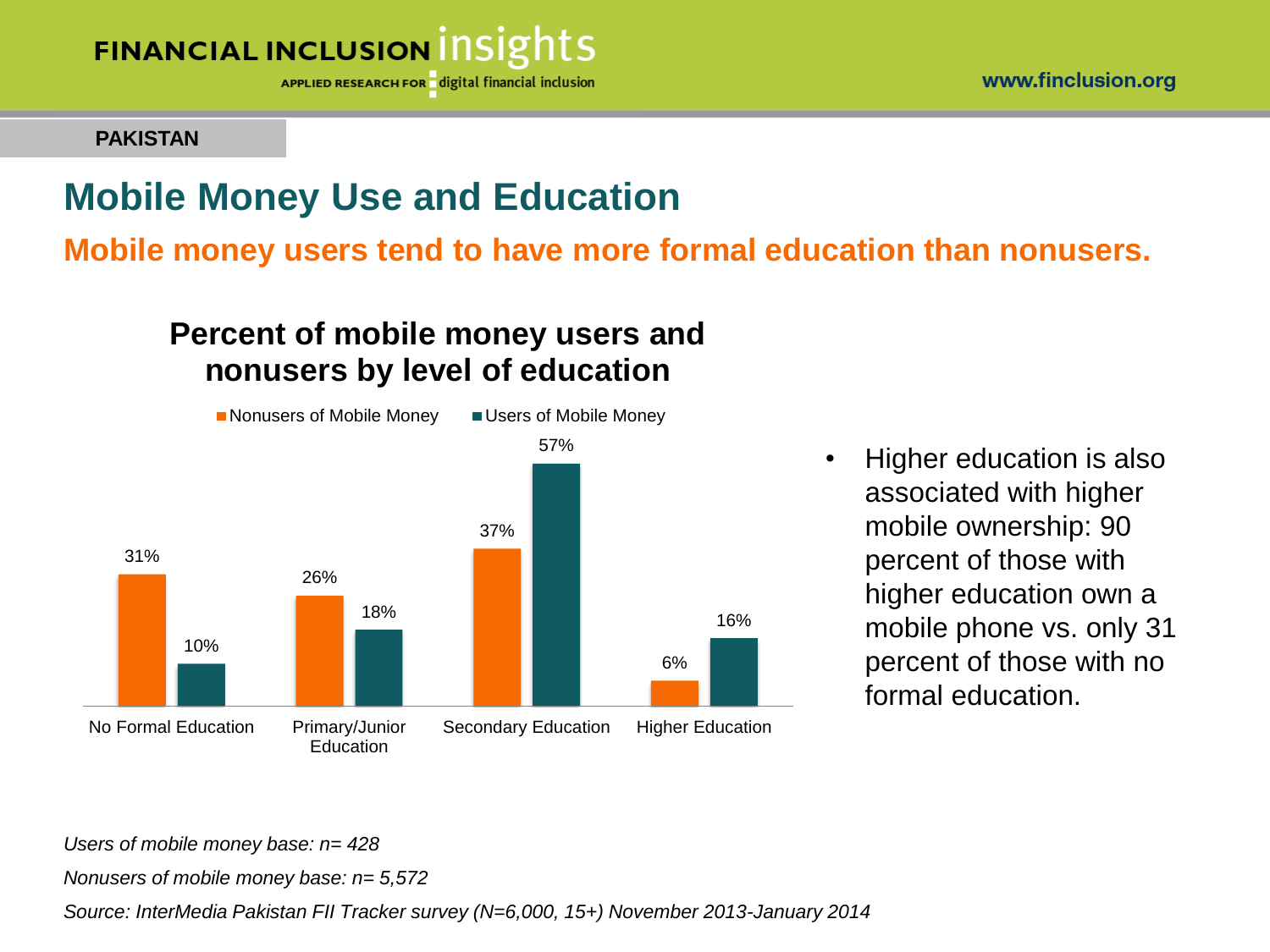PAKISTAN

# Mobile Money Use and Education

**Mobile money users tend to have more formal education than nonusers.**

### Percent of mobile money users and nonusers by level of education

| | Nonusers of Mobile Money | Users of Mobile Money |
|---|---|---|
| No Formal Education | 31% | 10% |
| Primary/Junior Education | 26% | 18% |
| Secondary Education | 37% | 57% |
| Higher Education | 6% | 16% |

- Higher education is also associated with higher mobile ownership: 90 percent of those with higher education own a mobile phone vs. only 31 percent of those with no formal education.

*Users of mobile money base: n= 428*

*Nonusers of mobile money base: n= 5,572*

*Source: InterMedia Pakistan FII Tracker survey (N=6,000, 15+) November 2013-January 2014*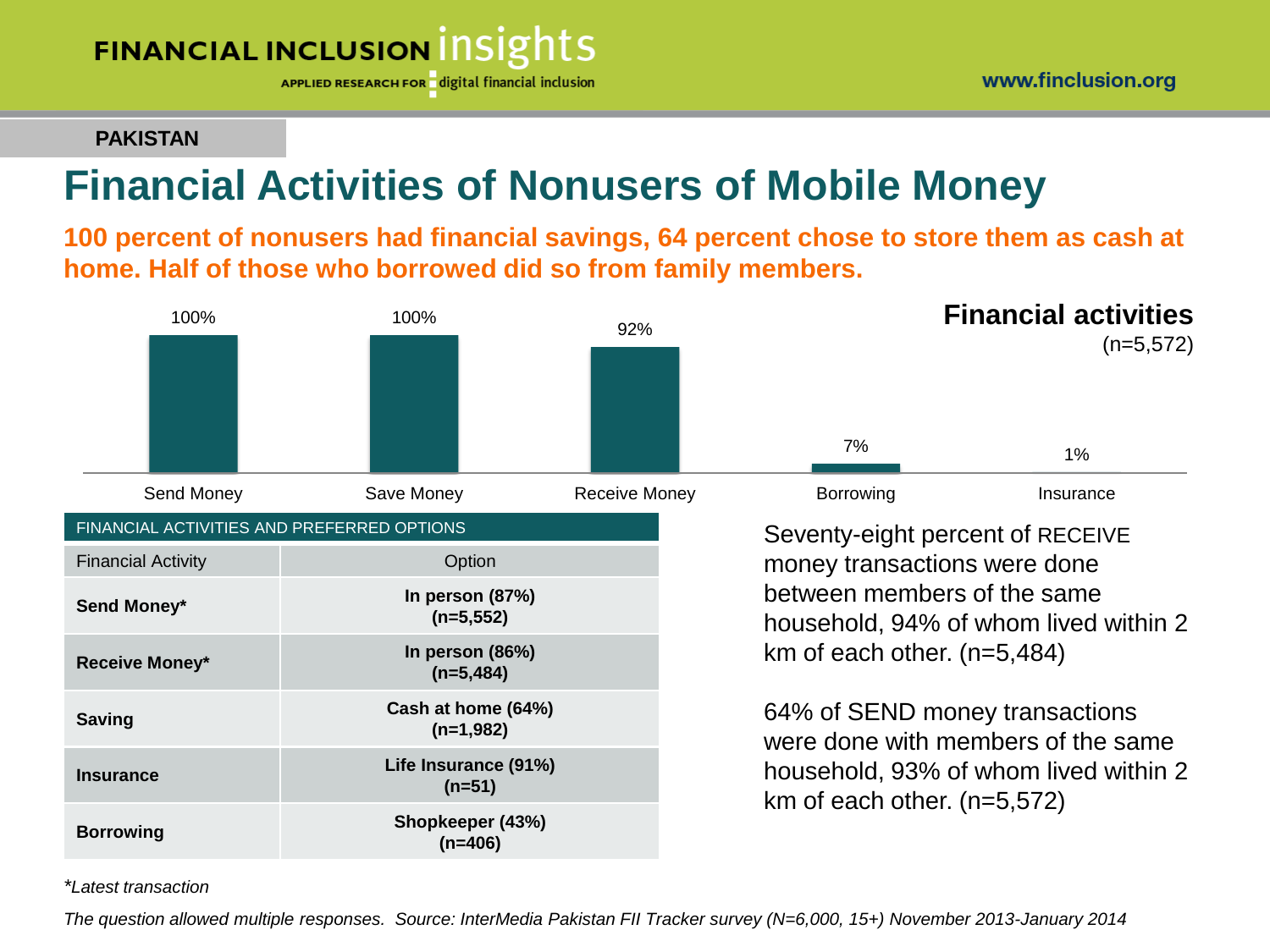PAKISTAN

# Financial Activities of Nonusers of Mobile Money

**100 percent of nonusers had financial savings, 64 percent chose to store them as cash at home. Half of those who borrowed did so from family members.**

**Financial activities**
(n=5,572)

| Activity | Percent |
|---|---|
| Send Money | 100% |
| Save Money | 100% |
| Receive Money | 92% |
| Borrowing | 7% |
| Insurance | 1% |

| FINANCIAL ACTIVITIES AND PREFERRED OPTIONS | |
|---|---|
| Financial Activity | Option |
| **Send Money*** | **In person (87%) (n=5,552)** |
| **Receive Money*** | **In person (86%) (n=5,484)** |
| **Saving** | **Cash at home (64%) (n=1,982)** |
| **Insurance** | **Life Insurance (91%) (n=51)** |
| **Borrowing** | **Shopkeeper (43%) (n=406)** |

Seventy-eight percent of RECEIVE money transactions were done between members of the same household, 94% of whom lived within 2 km of each other. (n=5,484)

64% of SEND money transactions were done with members of the same household, 93% of whom lived within 2 km of each other. (n=5,572)

*\*Latest transaction*

*The question allowed multiple responses. Source: InterMedia Pakistan FII Tracker survey (N=6,000, 15+) November 2013-January 2014*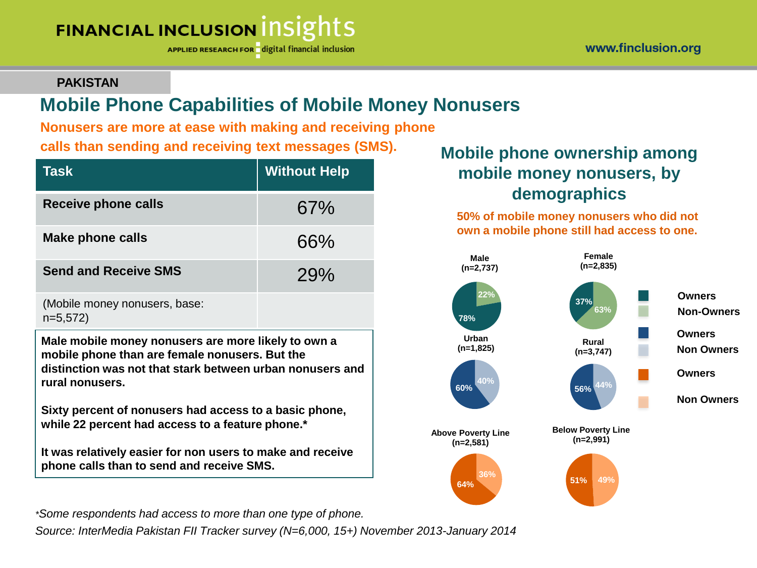PAKISTAN

# Mobile Phone Capabilities of Mobile Money Nonusers

**Nonusers are more at ease with making and receiving phone calls than sending and receiving text messages (SMS).**

| Task | Without Help |
|---|---|
| **Receive phone calls** | 67% |
| **Make phone calls** | 66% |
| **Send and Receive SMS** | 29% |
| (Mobile money nonusers, base: n=5,572) | |

**Male mobile money nonusers are more likely to own a mobile phone than are female nonusers. But the distinction was not that stark between urban nonusers and rural nonusers.**

**Sixty percent of nonusers had access to a basic phone, while 22 percent had access to a feature phone.***

**It was relatively easier for non users to make and receive phone calls than to send and receive SMS.**

## Mobile phone ownership among mobile money nonusers, by demographics

**50% of mobile money nonusers who did not own a mobile phone still had access to one.**

| Group | Owners | Non-Owners |
|---|---|---|
| Male (n=2,737) | 78% | 22% |
| Female (n=2,835) | 37% | 63% |
| Urban (n=1,825) | 60% | 40% |
| Rural (n=3,747) | 56% | 44% |
| Above Poverty Line (n=2,581) | 64% | 36% |
| Below Poverty Line (n=2,991) | 51% | 49% |

*Some respondents had access to more than one type of phone.

*Source: InterMedia Pakistan FII Tracker survey (N=6,000, 15+) November 2013-January 2014*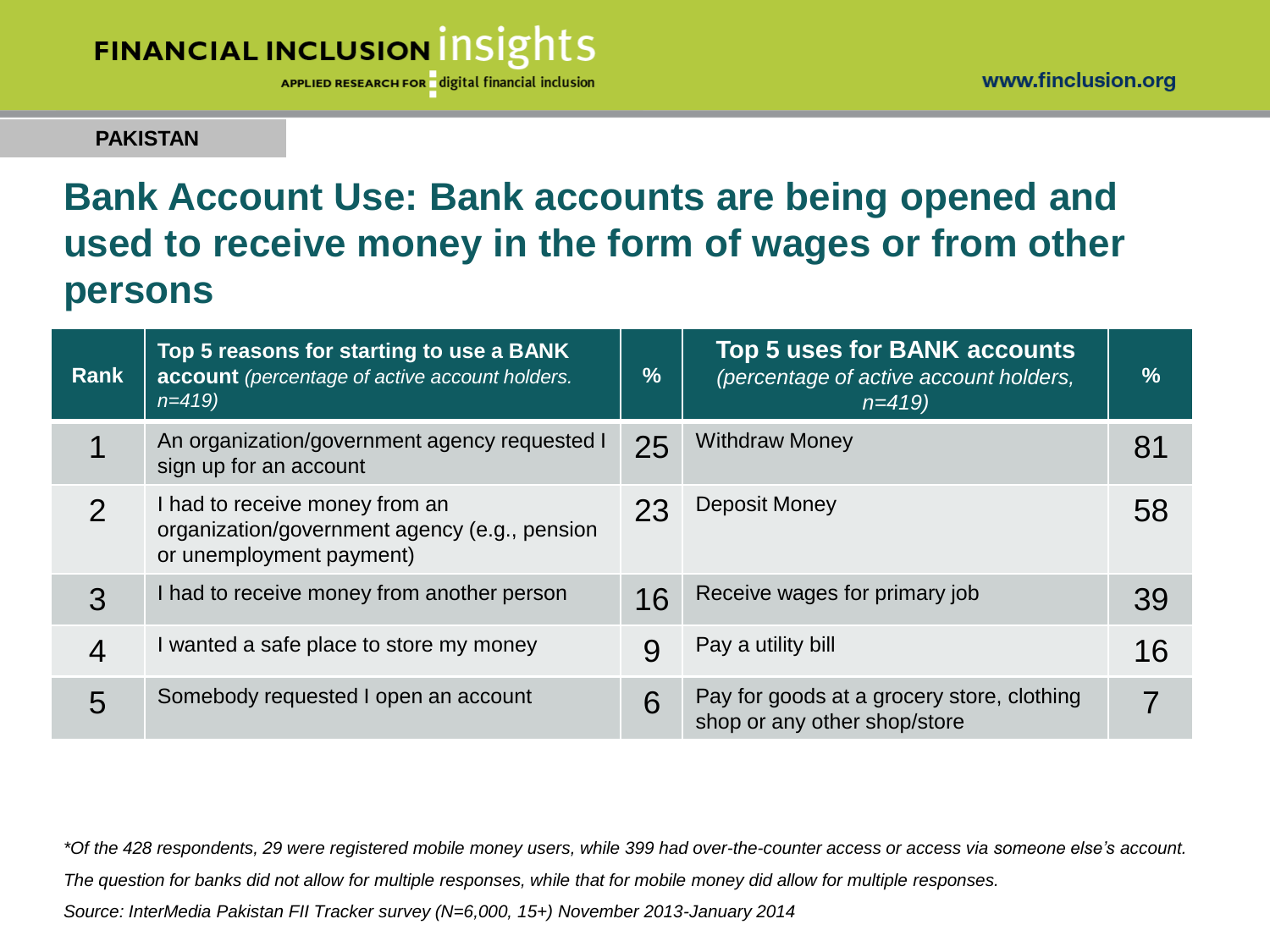**PAKISTAN**

# Bank Account Use: Bank accounts are being opened and used to receive money in the form of wages or from other persons

| Rank | **Top 5 reasons for starting to use a BANK account** *(percentage of active account holders. n=419)* | % | **Top 5 uses for BANK accounts** *(percentage of active account holders, n=419)* | % |
|---|---|---|---|---|
| 1 | An organization/government agency requested I sign up for an account | 25 | Withdraw Money | 81 |
| 2 | I had to receive money from an organization/government agency (e.g., pension or unemployment payment) | 23 | Deposit Money | 58 |
| 3 | I had to receive money from another person | 16 | Receive wages for primary job | 39 |
| 4 | I wanted a safe place to store my money | 9 | Pay a utility bill | 16 |
| 5 | Somebody requested I open an account | 6 | Pay for goods at a grocery store, clothing shop or any other shop/store | 7 |

*\*Of the 428 respondents, 29 were registered mobile money users, while 399 had over-the-counter access or access via someone else's account.*

*The question for banks did not allow for multiple responses, while that for mobile money did allow for multiple responses.*

*Source: InterMedia Pakistan FII Tracker survey (N=6,000, 15+) November 2013-January 2014*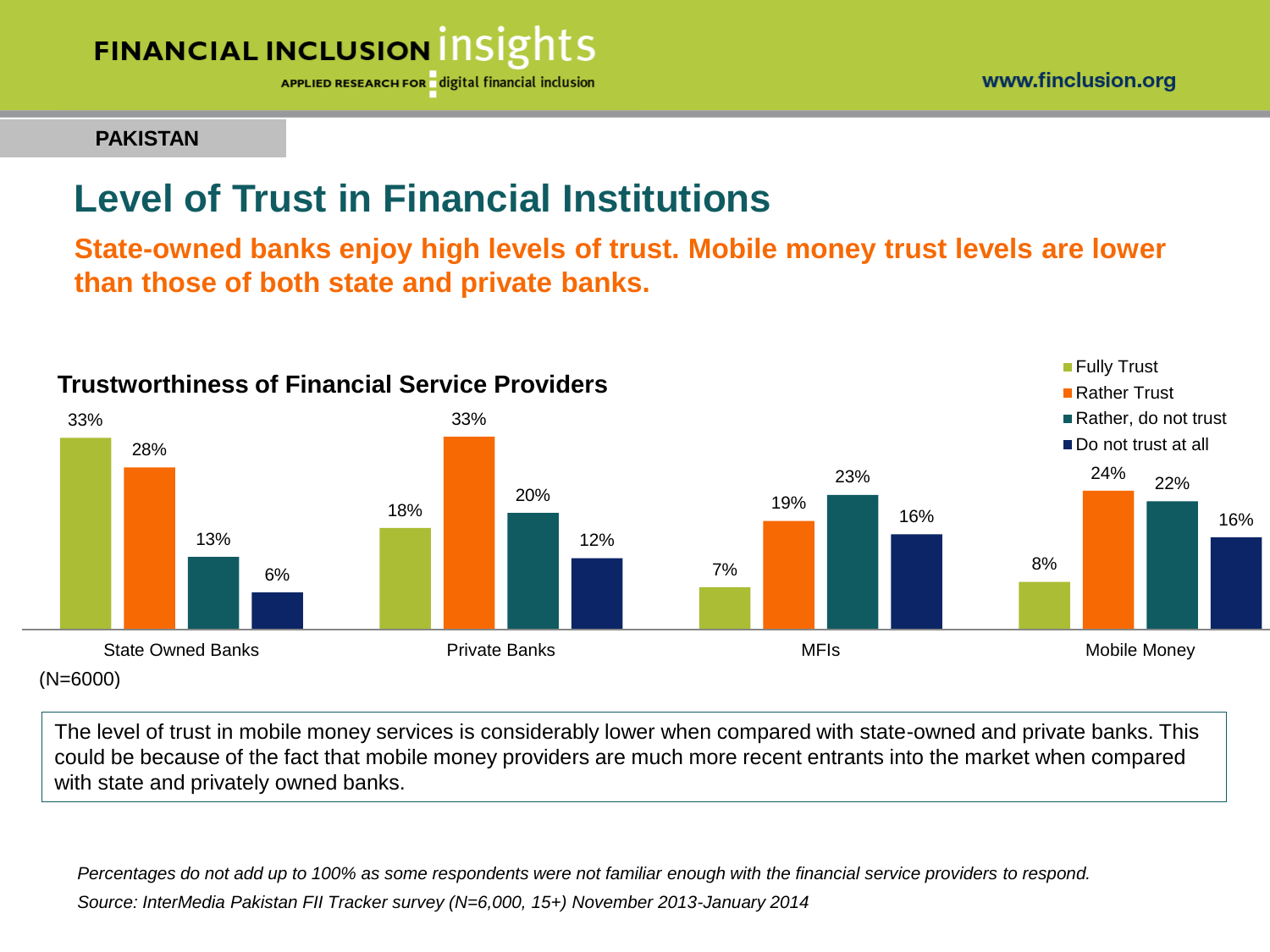PAKISTAN

# Level of Trust in Financial Institutions

**State-owned banks enjoy high levels of trust. Mobile money trust levels are lower than those of both state and private banks.**

## Trustworthiness of Financial Service Providers

| | Fully Trust | Rather Trust | Rather, do not trust | Do not trust at all |
|---|---|---|---|---|
| State Owned Banks | 33% | 28% | 13% | 6% |
| Private Banks | 18% | 33% | 20% | 12% |
| MFIs | 7% | 19% | 23% | 16% |
| Mobile Money | 8% | 24% | 22% | 16% |

(N=6000)

The level of trust in mobile money services is considerably lower when compared with state-owned and private banks. This could be because of the fact that mobile money providers are much more recent entrants into the market when compared with state and privately owned banks.

*Percentages do not add up to 100% as some respondents were not familiar enough with the financial service providers to respond.*

*Source: InterMedia Pakistan FII Tracker survey (N=6,000, 15+) November 2013-January 2014*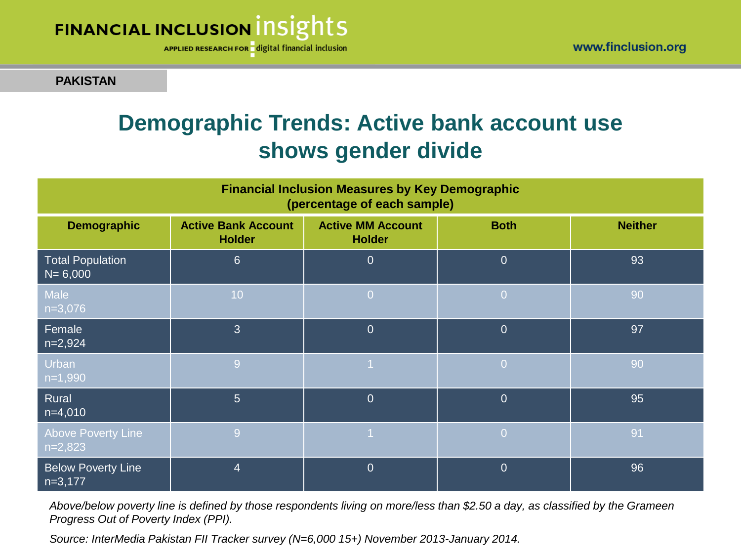PAKISTAN

# Demographic Trends: Active bank account use shows gender divide

**Financial Inclusion Measures by Key Demographic (percentage of each sample)**

| Demographic | Active Bank Account Holder | Active MM Account Holder | Both | Neither |
|---|---|---|---|---|
| Total Population N= 6,000 | 6 | 0 | 0 | 93 |
| Male n=3,076 | 10 | 0 | 0 | 90 |
| Female n=2,924 | 3 | 0 | 0 | 97 |
| Urban n=1,990 | 9 | 1 | 0 | 90 |
| Rural n=4,010 | 5 | 0 | 0 | 95 |
| Above Poverty Line n=2,823 | 9 | 1 | 0 | 91 |
| Below Poverty Line n=3,177 | 4 | 0 | 0 | 96 |

*Above/below poverty line is defined by those respondents living on more/less than $2.50 a day, as classified by the Grameen Progress Out of Poverty Index (PPI).*

*Source: InterMedia Pakistan FII Tracker survey (N=6,000 15+) November 2013-January 2014.*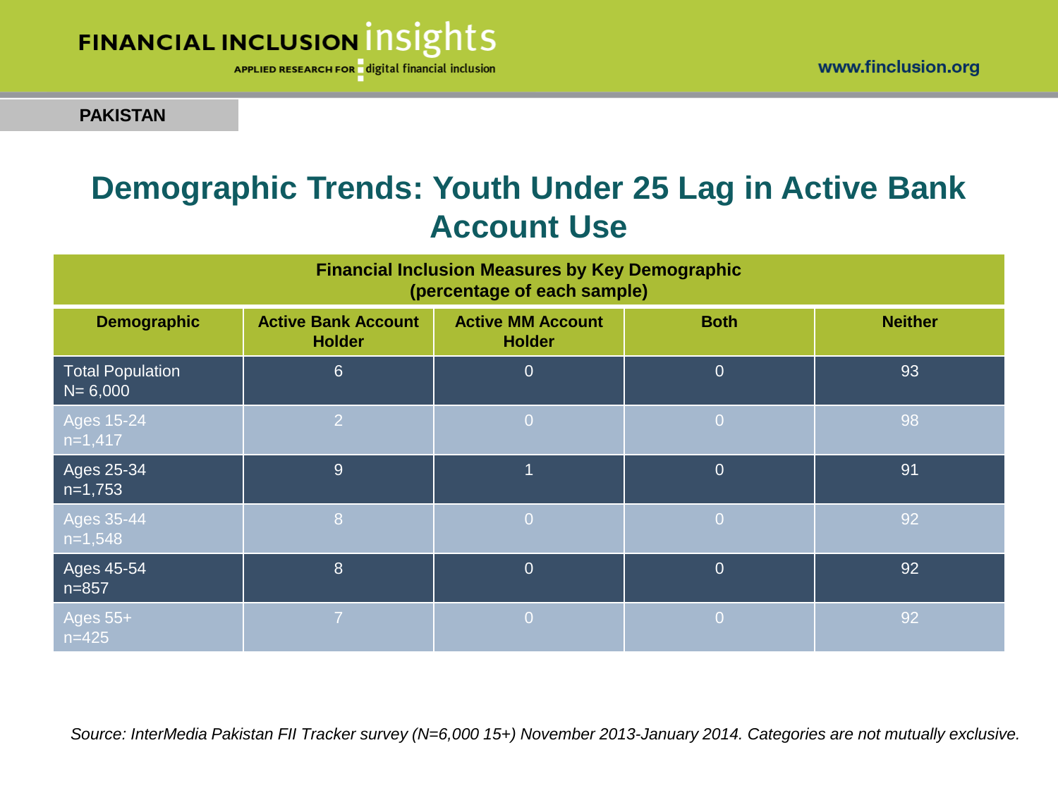**PAKISTAN**

# Demographic Trends: Youth Under 25 Lag in Active Bank Account Use

| Financial Inclusion Measures by Key Demographic (percentage of each sample) | | | | |
|---|---|---|---|---|
| **Demographic** | **Active Bank Account Holder** | **Active MM Account Holder** | **Both** | **Neither** |
| Total Population N= 6,000 | 6 | 0 | 0 | 93 |
| Ages 15-24 n=1,417 | 2 | 0 | 0 | 98 |
| Ages 25-34 n=1,753 | 9 | 1 | 0 | 91 |
| Ages 35-44 n=1,548 | 8 | 0 | 0 | 92 |
| Ages 45-54 n=857 | 8 | 0 | 0 | 92 |
| Ages 55+ n=425 | 7 | 0 | 0 | 92 |

*Source: InterMedia Pakistan FII Tracker survey (N=6,000 15+) November 2013-January 2014. Categories are not mutually exclusive.*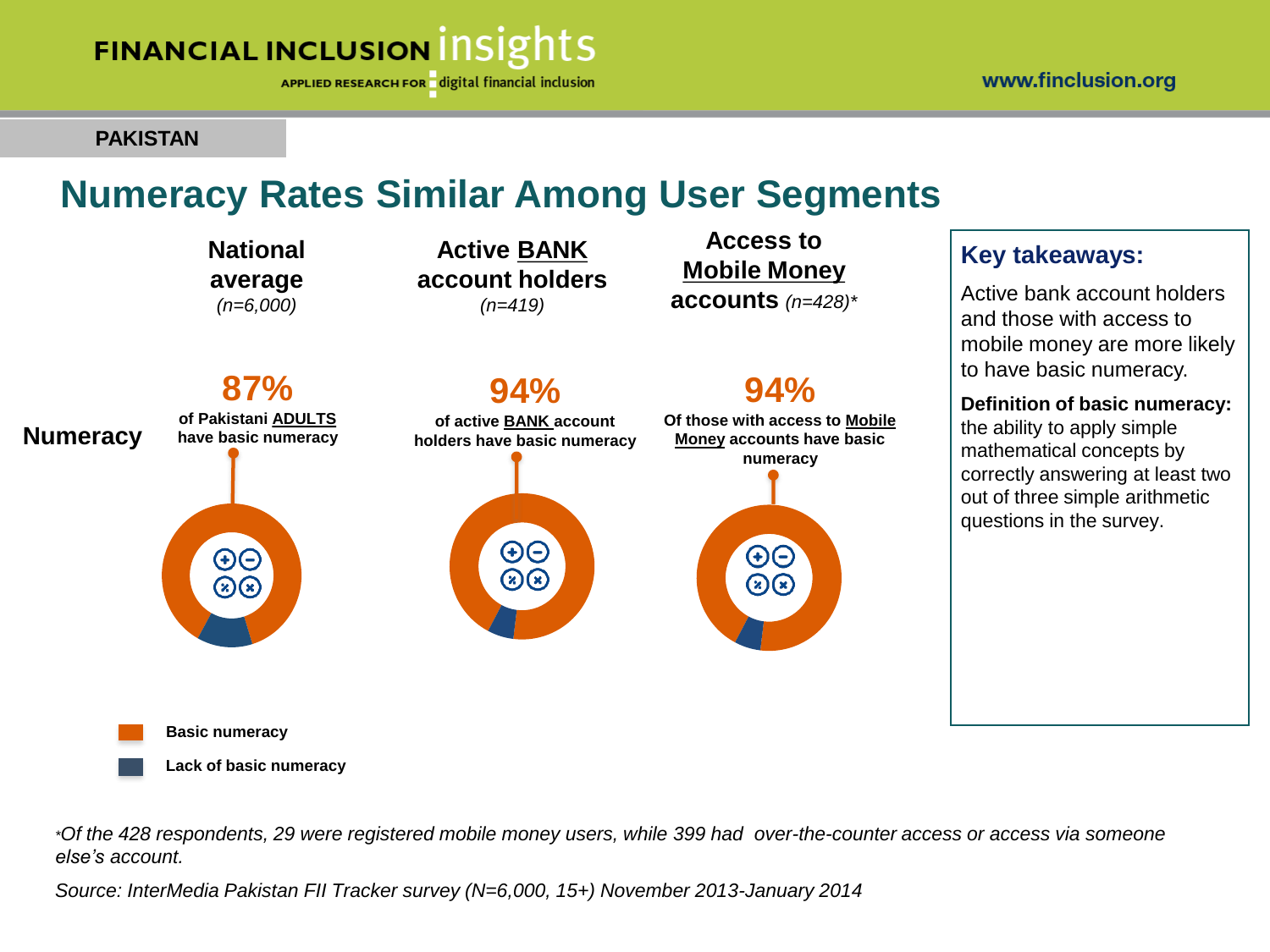**PAKISTAN**

# Numeracy Rates Similar Among User Segments

| | National average *(n=6,000)* | Active BANK account holders *(n=419)* | Access to Mobile Money accounts *(n=428)** |
|---|---|---|---|
| **Numeracy** | **87%** of Pakistani ADULTS have basic numeracy | **94%** of active BANK account holders have basic numeracy | **94%** Of those with access to Mobile Money accounts have basic numeracy |

- Basic numeracy
- Lack of basic numeracy

## Key takeaways:

Active bank account holders and those with access to mobile money are more likely to have basic numeracy.

**Definition of basic numeracy:** the ability to apply simple mathematical concepts by correctly answering at least two out of three simple arithmetic questions in the survey.

**Of the 428 respondents, 29 were registered mobile money users, while 399 had over-the-counter access or access via someone else's account.*

*Source: InterMedia Pakistan FII Tracker survey (N=6,000, 15+) November 2013-January 2014*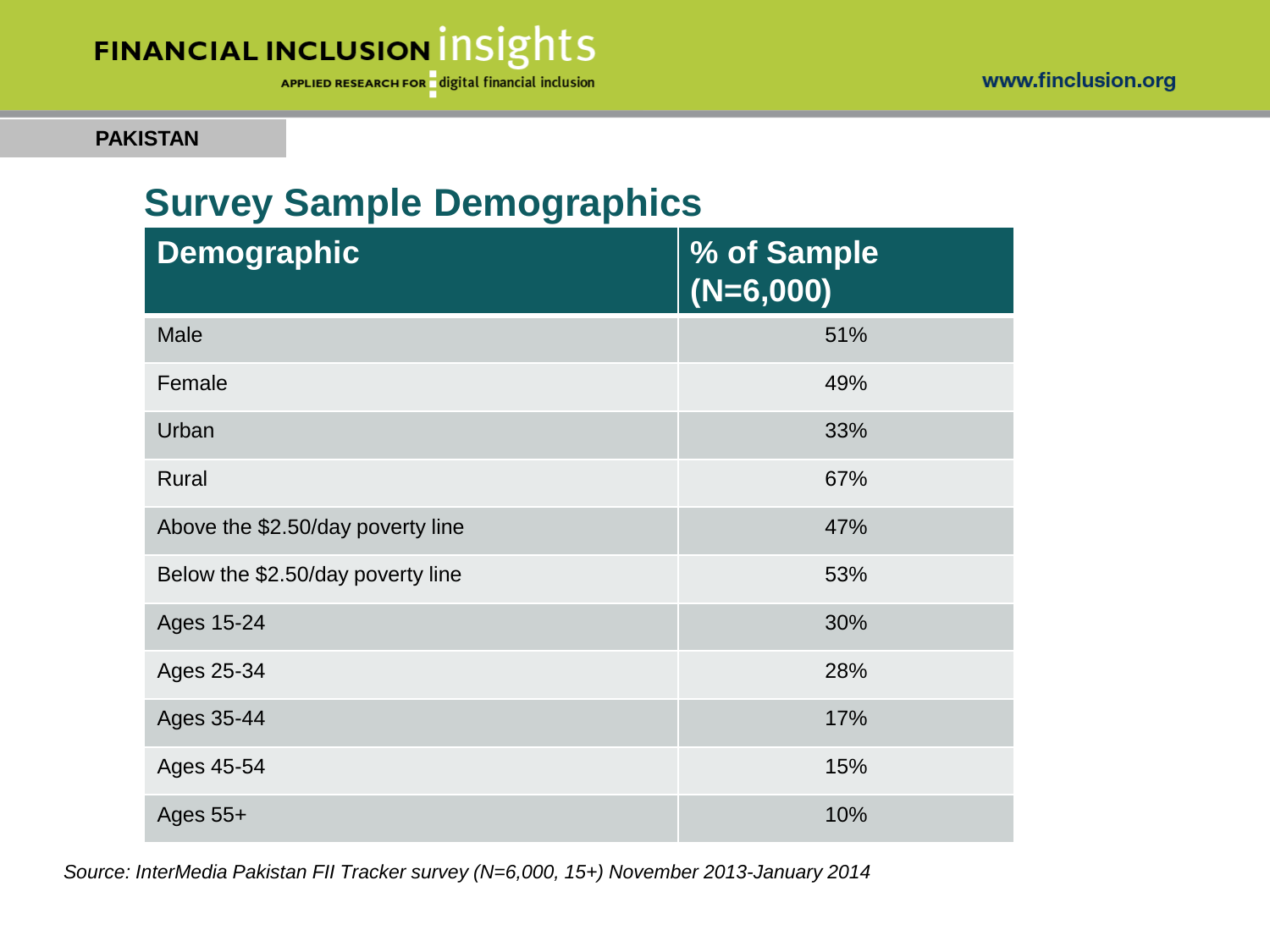PAKISTAN

## Survey Sample Demographics

| Demographic | % of Sample (N=6,000) |
|---|---|
| Male | 51% |
| Female | 49% |
| Urban | 33% |
| Rural | 67% |
| Above the $2.50/day poverty line | 47% |
| Below the $2.50/day poverty line | 53% |
| Ages 15-24 | 30% |
| Ages 25-34 | 28% |
| Ages 35-44 | 17% |
| Ages 45-54 | 15% |
| Ages 55+ | 10% |

*Source: InterMedia Pakistan FII Tracker survey (N=6,000, 15+) November 2013-January 2014*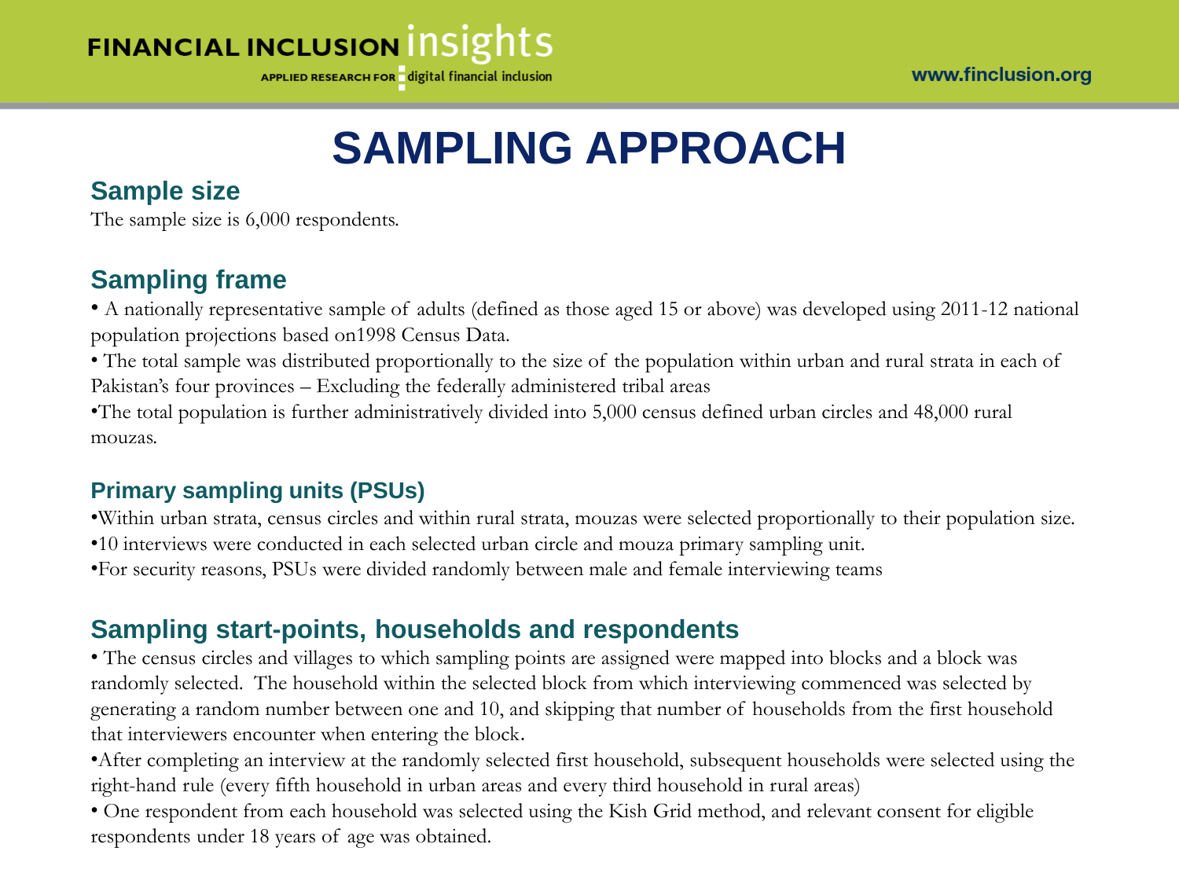# SAMPLING APPROACH

## Sample size

The sample size is 6,000 respondents.

## Sampling frame

- A nationally representative sample of adults (defined as those aged 15 or above) was developed using 2011-12 national population projections based on1998 Census Data.
- The total sample was distributed proportionally to the size of the population within urban and rural strata in each of Pakistan's four provinces – Excluding the federally administered tribal areas
- The total population is further administratively divided into 5,000 census defined urban circles and 48,000 rural mouzas.

### Primary sampling units (PSUs)

- Within urban strata, census circles and within rural strata, mouzas were selected proportionally to their population size.
- 10 interviews were conducted in each selected urban circle and mouza primary sampling unit.
- For security reasons, PSUs were divided randomly between male and female interviewing teams

## Sampling start-points, households and respondents

- The census circles and villages to which sampling points are assigned were mapped into blocks and a block was randomly selected. The household within the selected block from which interviewing commenced was selected by generating a random number between one and 10, and skipping that number of households from the first household that interviewers encounter when entering the block.
- After completing an interview at the randomly selected first household, subsequent households were selected using the right-hand rule (every fifth household in urban areas and every third household in rural areas)
- One respondent from each household was selected using the Kish Grid method, and relevant consent for eligible respondents under 18 years of age was obtained.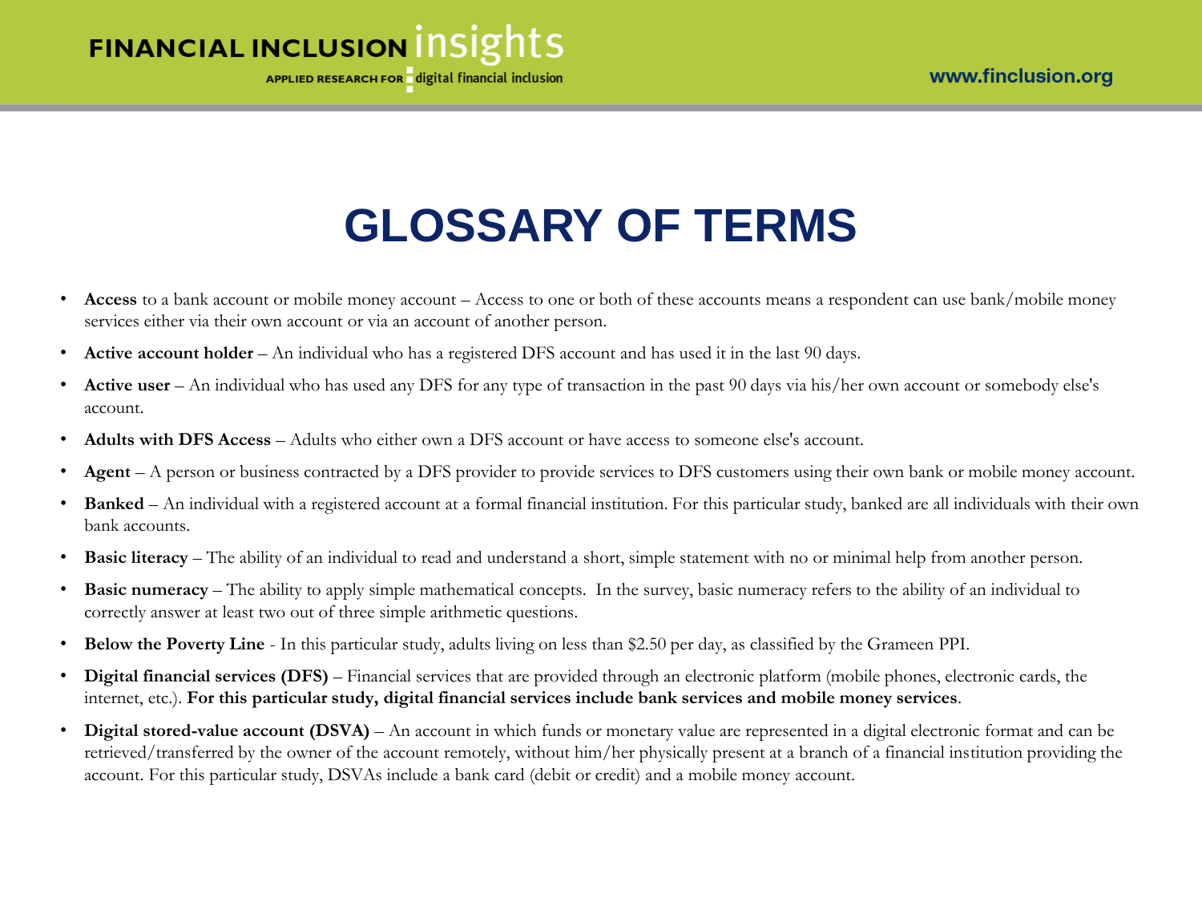# GLOSSARY OF TERMS

- **Access** to a bank account or mobile money account – Access to one or both of these accounts means a respondent can use bank/mobile money services either via their own account or via an account of another person.
- **Active account holder** – An individual who has a registered DFS account and has used it in the last 90 days.
- **Active user** – An individual who has used any DFS for any type of transaction in the past 90 days via his/her own account or somebody else's account.
- **Adults with DFS Access** – Adults who either own a DFS account or have access to someone else's account.
- **Agent** – A person or business contracted by a DFS provider to provide services to DFS customers using their own bank or mobile money account.
- **Banked** – An individual with a registered account at a formal financial institution. For this particular study, banked are all individuals with their own bank accounts.
- **Basic literacy** – The ability of an individual to read and understand a short, simple statement with no or minimal help from another person.
- **Basic numeracy** – The ability to apply simple mathematical concepts. In the survey, basic numeracy refers to the ability of an individual to correctly answer at least two out of three simple arithmetic questions.
- **Below the Poverty Line** - In this particular study, adults living on less than $2.50 per day, as classified by the Grameen PPI.
- **Digital financial services (DFS)** – Financial services that are provided through an electronic platform (mobile phones, electronic cards, the internet, etc.). **For this particular study, digital financial services include bank services and mobile money services**.
- **Digital stored-value account (DSVA)** – An account in which funds or monetary value are represented in a digital electronic format and can be retrieved/transferred by the owner of the account remotely, without him/her physically present at a branch of a financial institution providing the account. For this particular study, DSVAs include a bank card (debit or credit) and a mobile money account.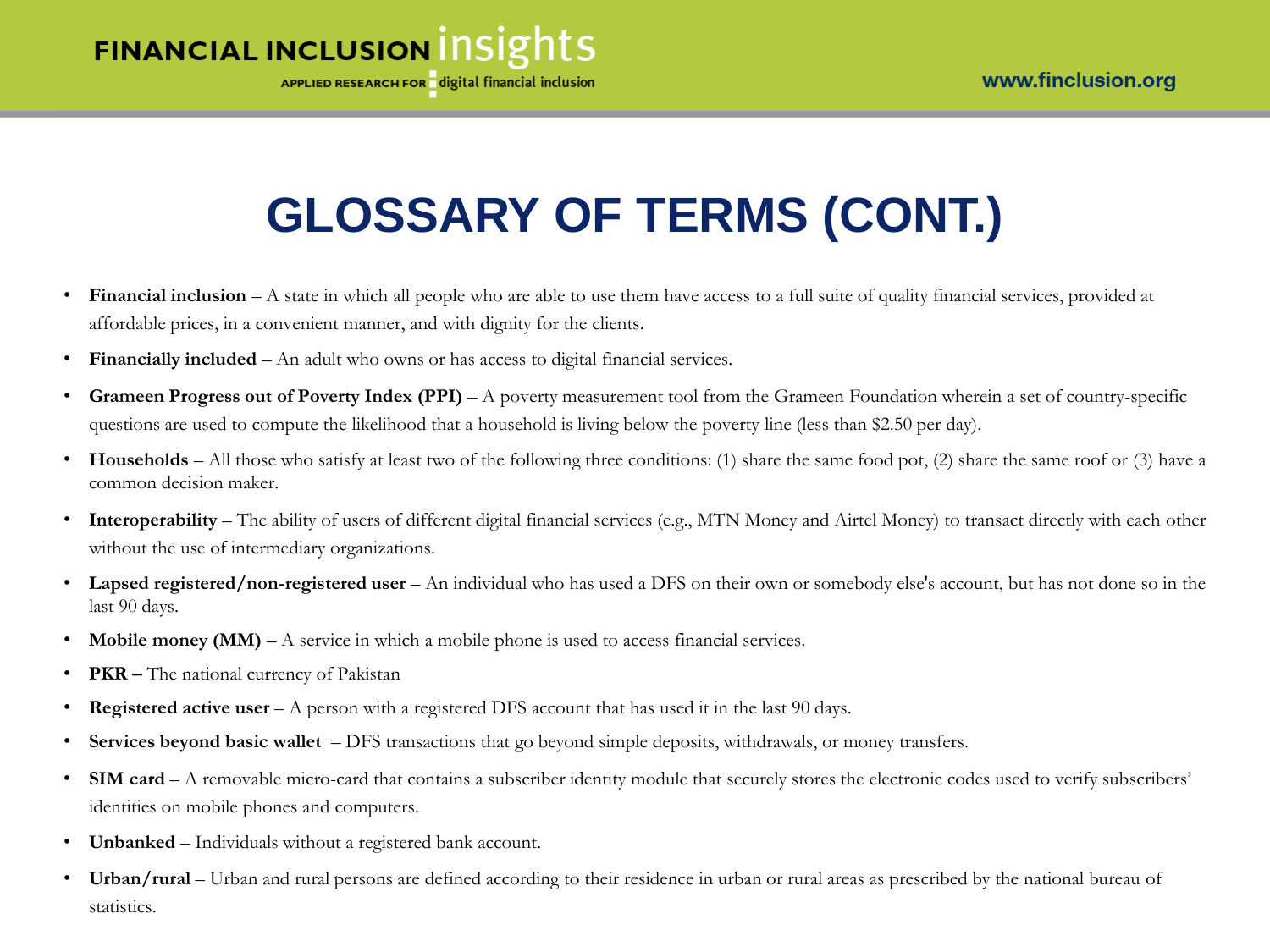# GLOSSARY OF TERMS (CONT.)

- **Financial inclusion** – A state in which all people who are able to use them have access to a full suite of quality financial services, provided at affordable prices, in a convenient manner, and with dignity for the clients.
- **Financially included** – An adult who owns or has access to digital financial services.
- **Grameen Progress out of Poverty Index (PPI)** – A poverty measurement tool from the Grameen Foundation wherein a set of country-specific questions are used to compute the likelihood that a household is living below the poverty line (less than $2.50 per day).
- **Households** – All those who satisfy at least two of the following three conditions: (1) share the same food pot, (2) share the same roof or (3) have a common decision maker.
- **Interoperability** – The ability of users of different digital financial services (e.g., MTN Money and Airtel Money) to transact directly with each other without the use of intermediary organizations.
- **Lapsed registered/non-registered user** – An individual who has used a DFS on their own or somebody else's account, but has not done so in the last 90 days.
- **Mobile money (MM)** – A service in which a mobile phone is used to access financial services.
- **PKR –** The national currency of Pakistan
- **Registered active user** – A person with a registered DFS account that has used it in the last 90 days.
- **Services beyond basic wallet** – DFS transactions that go beyond simple deposits, withdrawals, or money transfers.
- **SIM card** – A removable micro-card that contains a subscriber identity module that securely stores the electronic codes used to verify subscribers' identities on mobile phones and computers.
- **Unbanked** – Individuals without a registered bank account.
- **Urban/rural** – Urban and rural persons are defined according to their residence in urban or rural areas as prescribed by the national bureau of statistics.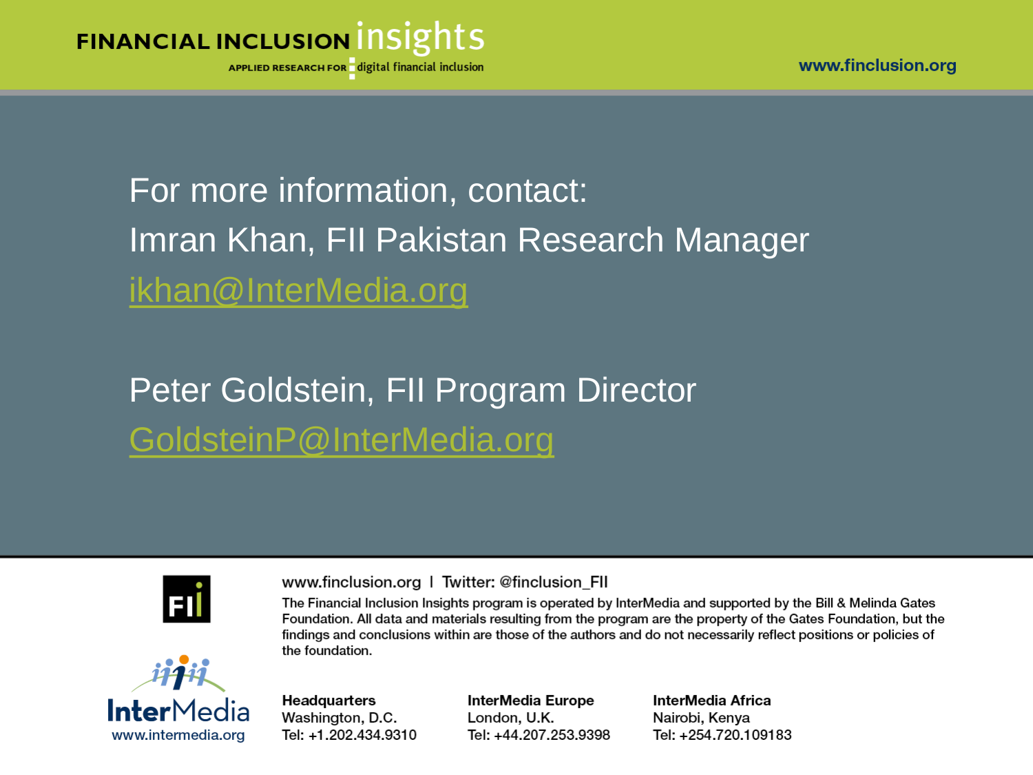FINANCIAL INCLUSION insights

APPLIED RESEARCH FOR digital financial inclusion

www.finclusion.org

For more information, contact:

Imran Khan, FII Pakistan Research Manager

ikhan@InterMedia.org

Peter Goldstein, FII Program Director

GoldsteinP@InterMedia.org

www.finclusion.org | Twitter: @finclusion_FII

The Financial Inclusion Insights program is operated by InterMedia and supported by the Bill & Melinda Gates Foundation. All data and materials resulting from the program are the property of the Gates Foundation, but the findings and conclusions within are those of the authors and do not necessarily reflect positions or policies of the foundation.

InterMedia

www.intermedia.org

**Headquarters**
Washington, D.C.
Tel: +1.202.434.9310

**InterMedia Europe**
London, U.K.
Tel: +44.207.253.9398

**InterMedia Africa**
Nairobi, Kenya
Tel: +254.720.109183